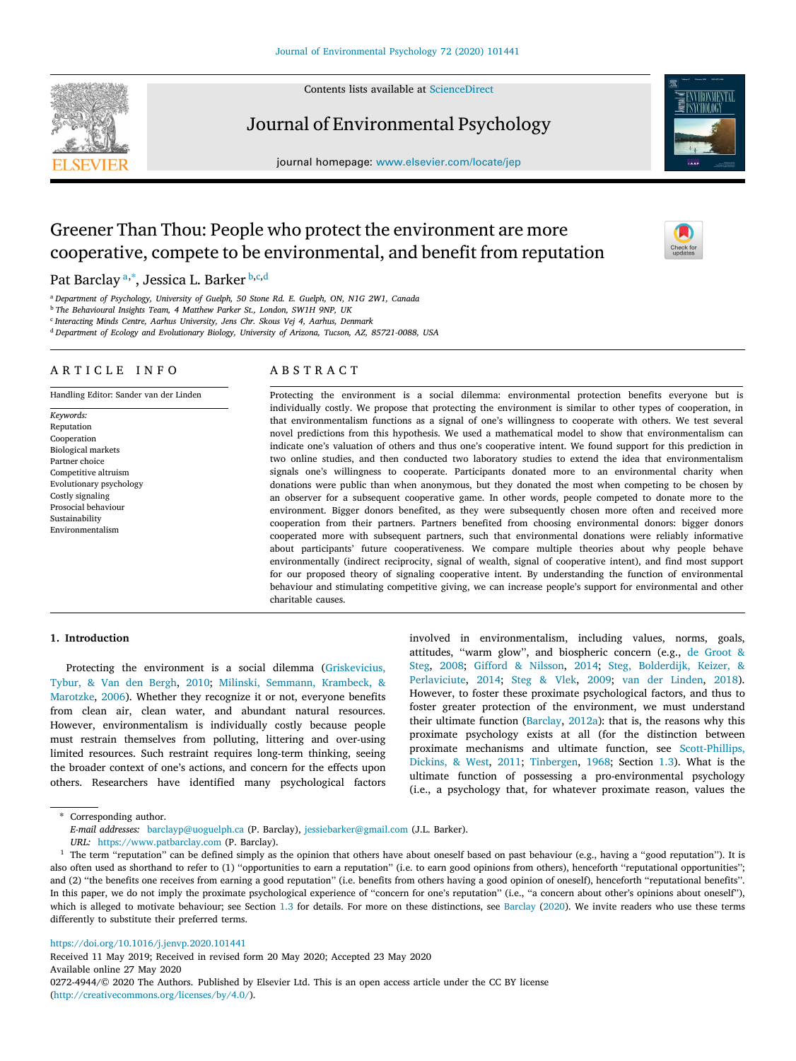# Greener Than Thou: People who protect the environment are more cooperative, compete to be environmental, and benefit from reputation

Pat Barclay [a,*], Jessica L. Barker [b,c,d]

[a] Department of Psychology, University of Guelph, 50 Stone Rd. E. Guelph, ON, N1G 2W1, Canada
[b] The Behavioural Insights Team, 4 Matthew Parker St., London, SW1H 9NP, UK
[c] Interacting Minds Centre, Aarhus University, Jens Chr. Skous Vej 4, Aarhus, Denmark
[d] Department of Ecology and Evolutionary Biology, University of Arizona, Tucson, AZ, 85721-0088, USA

## ARTICLE INFO

Handling Editor: Sander van der Linden

*Keywords:*
Reputation
Cooperation
Biological markets
Partner choice
Competitive altruism
Evolutionary psychology
Costly signaling
Prosocial behaviour
Sustainability
Environmentalism

## ABSTRACT

Protecting the environment is a social dilemma: environmental protection benefits everyone but is individually costly. We propose that protecting the environment is similar to other types of cooperation, in that environmentalism functions as a signal of one's willingness to cooperate with others. We test several novel predictions from this hypothesis. We used a mathematical model to show that environmentalism can indicate one's valuation of others and thus one's cooperative intent. We found support for this prediction in two online studies, and then conducted two laboratory studies to extend the idea that environmentalism signals one's willingness to cooperate. Participants donated more to an environmental charity when donations were public than when anonymous, but they donated the most when competing to be chosen by an observer for a subsequent cooperative game. In other words, people competed to donate more to the environment. Bigger donors benefited, as they were subsequently chosen more often and received more cooperation from their partners. Partners benefited from choosing environmental donors: bigger donors cooperated more with subsequent partners, such that environmental donations were reliably informative about participants' future cooperativeness. We compare multiple theories about why people behave environmentally (indirect reciprocity, signal of wealth, signal of cooperative intent), and find most support for our proposed theory of signaling cooperative intent. By understanding the function of environmental behaviour and stimulating competitive giving, we can increase people's support for environmental and other charitable causes.

## 1. Introduction

Protecting the environment is a social dilemma (Griskevicius, Tybur, & Van den Bergh, 2010; Milinski, Semmann, Krambeck, & Marotzke, 2006). Whether they recognize it or not, everyone benefits from clean air, clean water, and abundant natural resources. However, environmentalism is individually costly because people must restrain themselves from polluting, littering and over-using limited resources. Such restraint requires long-term thinking, seeing the broader context of one's actions, and concern for the effects upon others. Researchers have identified many psychological factors involved in environmentalism, including values, norms, goals, attitudes, "warm glow", and biospheric concern (e.g., de Groot & Steg, 2008; Gifford & Nilsson, 2014; Steg, Bolderdijk, Keizer, & Perlaviciute, 2014; Steg & Vlek, 2009; van der Linden, 2018). However, to foster these proximate psychological factors, and thus to foster greater protection of the environment, we must understand their ultimate function (Barclay, 2012a): that is, the reasons why this proximate psychology exists at all (for the distinction between proximate mechanisms and ultimate function, see Scott-Phillips, Dickins, & West, 2011; Tinbergen, 1968; Section 1.3). What is the ultimate function of possessing a pro-environmental psychology (i.e., a psychology that, for whatever proximate reason, values the

---

\* Corresponding author.
*E-mail addresses:* barclayp@uoguelph.ca (P. Barclay), jessiebarker@gmail.com (J.L. Barker).
*URL:* https://www.patbarclay.com (P. Barclay).

[1] The term "reputation" can be defined simply as the opinion that others have about oneself based on past behaviour (e.g., having a "good reputation"). It is also often used as shorthand to refer to (1) "opportunities to earn a reputation" (i.e. to earn good opinions from others), henceforth "reputational opportunities"; and (2) "the benefits one receives from earning a good reputation" (i.e. benefits from others having a good opinion of oneself), henceforth "reputational benefits". In this paper, we do not imply the proximate psychological experience of "concern for one's reputation" (i.e., "a concern about other's opinions about oneself"), which is alleged to motivate behaviour; see Section 1.3 for details. For more on these distinctions, see Barclay (2020). We invite readers who use these terms differently to substitute their preferred terms.

https://doi.org/10.1016/j.jenvp.2020.101441
Received 11 May 2019; Received in revised form 20 May 2020; Accepted 23 May 2020
Available online 27 May 2020
0272-4944/© 2020 The Authors. Published by Elsevier Ltd. This is an open access article under the CC BY license (http://creativecommons.org/licenses/by/4.0/).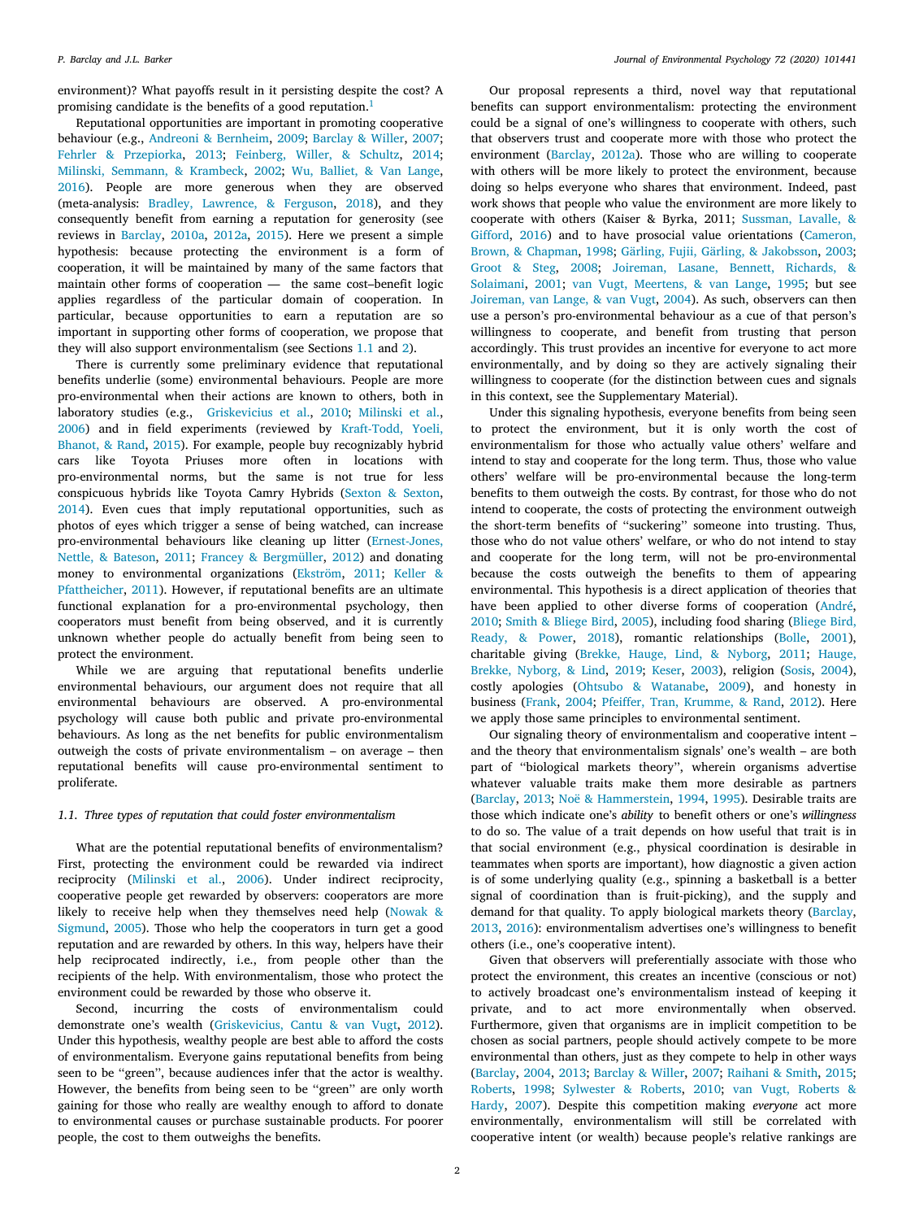environment)? What payoffs result in it persisting despite the cost? A promising candidate is the benefits of a good reputation.[1]

Reputational opportunities are important in promoting cooperative behaviour (e.g., Andreoni & Bernheim, 2009; Barclay & Willer, 2007; Fehrler & Przepiorka, 2013; Feinberg, Willer, & Schultz, 2014; Milinski, Semmann, & Krambeck, 2002; Wu, Balliet, & Van Lange, 2016). People are more generous when they are observed (meta-analysis: Bradley, Lawrence, & Ferguson, 2018), and they consequently benefit from earning a reputation for generosity (see reviews in Barclay, 2010a, 2012a, 2015). Here we present a simple hypothesis: because protecting the environment is a form of cooperation, it will be maintained by many of the same factors that maintain other forms of cooperation — the same cost–benefit logic applies regardless of the particular domain of cooperation. In particular, because opportunities to earn a reputation are so important in supporting other forms of cooperation, we propose that they will also support environmentalism (see Sections 1.1 and 2).

There is currently some preliminary evidence that reputational benefits underlie (some) environmental behaviours. People are more pro-environmental when their actions are known to others, both in laboratory studies (e.g., Griskevicius et al., 2010; Milinski et al., 2006) and in field experiments (reviewed by Kraft-Todd, Yoeli, Bhanot, & Rand, 2015). For example, people buy recognizably hybrid cars like Toyota Priuses more often in locations with pro-environmental norms, but the same is not true for less conspicuous hybrids like Toyota Camry Hybrids (Sexton & Sexton, 2014). Even cues that imply reputational opportunities, such as photos of eyes which trigger a sense of being watched, can increase pro-environmental behaviours like cleaning up litter (Ernest-Jones, Nettle, & Bateson, 2011; Francey & Bergmüller, 2012) and donating money to environmental organizations (Ekström, 2011; Keller & Pfattheicher, 2011). However, if reputational benefits are an ultimate functional explanation for a pro-environmental psychology, then cooperators must benefit from being observed, and it is currently unknown whether people do actually benefit from being seen to protect the environment.

While we are arguing that reputational benefits underlie environmental behaviours, our argument does not require that all environmental behaviours are observed. A pro-environmental psychology will cause both public and private pro-environmental behaviours. As long as the net benefits for public environmentalism outweigh the costs of private environmentalism – on average – then reputational benefits will cause pro-environmental sentiment to proliferate.

### 1.1. Three types of reputation that could foster environmentalism

What are the potential reputational benefits of environmentalism? First, protecting the environment could be rewarded via indirect reciprocity (Milinski et al., 2006). Under indirect reciprocity, cooperative people get rewarded by observers: cooperators are more likely to receive help when they themselves need help (Nowak & Sigmund, 2005). Those who help the cooperators in turn get a good reputation and are rewarded by others. In this way, helpers have their help reciprocated indirectly, i.e., from people other than the recipients of the help. With environmentalism, those who protect the environment could be rewarded by those who observe it.

Second, incurring the costs of environmentalism could demonstrate one's wealth (Griskevicius, Cantu & van Vugt, 2012). Under this hypothesis, wealthy people are best able to afford the costs of environmentalism. Everyone gains reputational benefits from being seen to be "green", because audiences infer that the actor is wealthy. However, the benefits from being seen to be "green" are only worth gaining for those who really are wealthy enough to afford to donate to environmental causes or purchase sustainable products. For poorer people, the cost to them outweighs the benefits.

Our proposal represents a third, novel way that reputational benefits can support environmentalism: protecting the environment could be a signal of one's willingness to cooperate with others, such that observers trust and cooperate more with those who protect the environment (Barclay, 2012a). Those who are willing to cooperate with others will be more likely to protect the environment, because doing so helps everyone who shares that environment. Indeed, past work shows that people who value the environment are more likely to cooperate with others (Kaiser & Byrka, 2011; Sussman, Lavalle, & Gifford, 2016) and to have prosocial value orientations (Cameron, Brown, & Chapman, 1998; Gärling, Fujii, Gärling, & Jakobsson, 2003; Groot & Steg, 2008; Joireman, Lasane, Bennett, Richards, & Solaimani, 2001; van Vugt, Meertens, & van Lange, 1995; but see Joireman, van Lange, & van Vugt, 2004). As such, observers can then use a person's pro-environmental behaviour as a cue of that person's willingness to cooperate, and benefit from trusting that person accordingly. This trust provides an incentive for everyone to act more environmentally, and by doing so they are actively signaling their willingness to cooperate (for the distinction between cues and signals in this context, see the Supplementary Material).

Under this signaling hypothesis, everyone benefits from being seen to protect the environment, but it is only worth the cost of environmentalism for those who actually value others' welfare and intend to stay and cooperate for the long term. Thus, those who value others' welfare will be pro-environmental because the long-term benefits to them outweigh the costs. By contrast, for those who do not intend to cooperate, the costs of protecting the environment outweigh the short-term benefits of "suckering" someone into trusting. Thus, those who do not value others' welfare, or who do not intend to stay and cooperate for the long term, will not be pro-environmental because the costs outweigh the benefits to them of appearing environmental. This hypothesis is a direct application of theories that have been applied to other diverse forms of cooperation (André, 2010; Smith & Bliege Bird, 2005), including food sharing (Bliege Bird, Ready, & Power, 2018), romantic relationships (Bolle, 2001), charitable giving (Brekke, Hauge, Lind, & Nyborg, 2011; Hauge, Brekke, Nyborg, & Lind, 2019; Keser, 2003), religion (Sosis, 2004), costly apologies (Ohtsubo & Watanabe, 2009), and honesty in business (Frank, 2004; Pfeiffer, Tran, Krumme, & Rand, 2012). Here we apply those same principles to environmental sentiment.

Our signaling theory of environmentalism and cooperative intent – and the theory that environmentalism signals' one's wealth – are both part of "biological markets theory", wherein organisms advertise whatever valuable traits make them more desirable as partners (Barclay, 2013; Noë & Hammerstein, 1994, 1995). Desirable traits are those which indicate one's *ability* to benefit others or one's *willingness* to do so. The value of a trait depends on how useful that trait is in that social environment (e.g., physical coordination is desirable in teammates when sports are important), how diagnostic a given action is of some underlying quality (e.g., spinning a basketball is a better signal of coordination than is fruit-picking), and the supply and demand for that quality. To apply biological markets theory (Barclay, 2013, 2016): environmentalism advertises one's willingness to benefit others (i.e., one's cooperative intent).

Given that observers will preferentially associate with those who protect the environment, this creates an incentive (conscious or not) to actively broadcast one's environmentalism instead of keeping it private, and to act more environmentally when observed. Furthermore, given that organisms are in implicit competition to be chosen as social partners, people should actively compete to be more environmental than others, just as they compete to help in other ways (Barclay, 2004, 2013; Barclay & Willer, 2007; Raihani & Smith, 2015; Roberts, 1998; Sylwester & Roberts, 2010; van Vugt, Roberts & Hardy, 2007). Despite this competition making *everyone* act more environmentally, environmentalism will still be correlated with cooperative intent (or wealth) because people's relative rankings are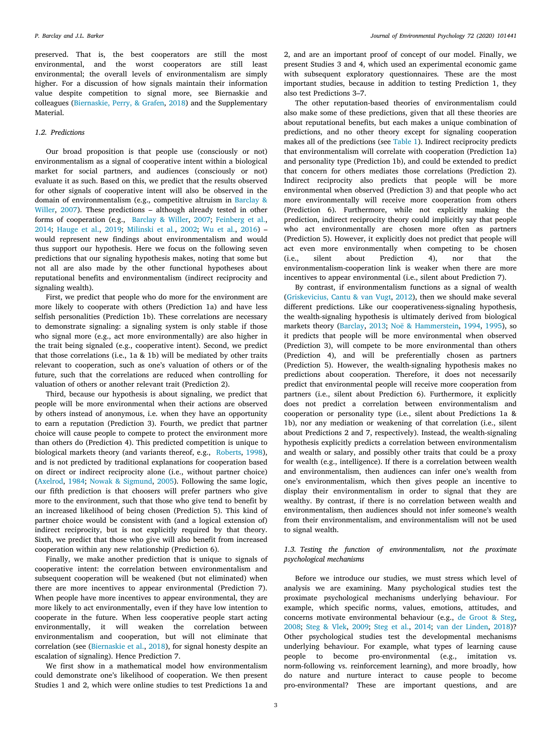preserved. That is, the best cooperators are still the most environmental, and the worst cooperators are still least environmental; the overall levels of environmentalism are simply higher. For a discussion of how signals maintain their information value despite competition to signal more, see Biernaskie and colleagues (Biernaskie, Perry, & Grafen, 2018) and the Supplementary Material.

### 1.2. Predictions

Our broad proposition is that people use (consciously or not) environmentalism as a signal of cooperative intent within a biological market for social partners, and audiences (consciously or not) evaluate it as such. Based on this, we predict that the results observed for other signals of cooperative intent will also be observed in the domain of environmentalism (e.g., competitive altruism in Barclay & Willer, 2007). These predictions – although already tested in other forms of cooperation (e.g., Barclay & Willer, 2007; Feinberg et al., 2014; Hauge et al., 2019; Milinski et al., 2002; Wu et al., 2016) – would represent new findings about environmentalism and would thus support our hypothesis. Here we focus on the following seven predictions that our signaling hypothesis makes, noting that some but not all are also made by the other functional hypotheses about reputational benefits and environmentalism (indirect reciprocity and signaling wealth).

First, we predict that people who do more for the environment are more likely to cooperate with others (Prediction 1a) and have less selfish personalities (Prediction 1b). These correlations are necessary to demonstrate signaling: a signaling system is only stable if those who signal more (e.g., act more environmentally) are also higher in the trait being signaled (e.g., cooperative intent). Second, we predict that those correlations (i.e., 1a & 1b) will be mediated by other traits relevant to cooperation, such as one's valuation of others or of the future, such that the correlations are reduced when controlling for valuation of others or another relevant trait (Prediction 2).

Third, because our hypothesis is about signaling, we predict that people will be more environmental when their actions are observed by others instead of anonymous, i.e. when they have an opportunity to earn a reputation (Prediction 3). Fourth, we predict that partner choice will cause people to compete to protect the environment more than others do (Prediction 4). This predicted competition is unique to biological markets theory (and variants thereof, e.g., Roberts, 1998), and is not predicted by traditional explanations for cooperation based on direct or indirect reciprocity alone (i.e., without partner choice) (Axelrod, 1984; Nowak & Sigmund, 2005). Following the same logic, our fifth prediction is that choosers will prefer partners who give more to the environment, such that those who give tend to benefit by an increased likelihood of being chosen (Prediction 5). This kind of partner choice would be consistent with (and a logical extension of) indirect reciprocity, but is not explicitly required by that theory. Sixth, we predict that those who give will also benefit from increased cooperation within any new relationship (Prediction 6).

Finally, we make another prediction that is unique to signals of cooperative intent: the correlation between environmentalism and subsequent cooperation will be weakened (but not eliminated) when there are more incentives to appear environmental (Prediction 7). When people have more incentives to appear environmental, they are more likely to act environmentally, even if they have low intention to cooperate in the future. When less cooperative people start acting environmentally, it will weaken the correlation between environmentalism and cooperation, but will not eliminate that correlation (see (Biernaskie et al., 2018), for signal honesty despite an escalation of signaling). Hence Prediction 7.

We first show in a mathematical model how environmentalism could demonstrate one's likelihood of cooperation. We then present Studies 1 and 2, which were online studies to test Predictions 1a and 2, and are an important proof of concept of our model. Finally, we present Studies 3 and 4, which used an experimental economic game with subsequent exploratory questionnaires. These are the most important studies, because in addition to testing Prediction 1, they also test Predictions 3–7.

The other reputation-based theories of environmentalism could also make some of these predictions, given that all these theories are about reputational benefits, but each makes a unique combination of predictions, and no other theory except for signaling cooperation makes all of the predictions (see Table 1). Indirect reciprocity predicts that environmentalism will correlate with cooperation (Prediction 1a) and personality type (Prediction 1b), and could be extended to predict that concern for others mediates those correlations (Prediction 2). Indirect reciprocity also predicts that people will be more environmental when observed (Prediction 3) and that people who act more environmentally will receive more cooperation from others (Prediction 6). Furthermore, while not explicitly making the prediction, indirect reciprocity theory could implicitly say that people who act environmentally are chosen more often as partners (Prediction 5). However, it explicitly does not predict that people will act even more environmentally when competing to be chosen (i.e., silent about Prediction 4), nor that the environmentalism-cooperation link is weaker when there are more incentives to appear environmental (i.e., silent about Prediction 7).

By contrast, if environmentalism functions as a signal of wealth (Griskevicius, Cantu & van Vugt, 2012), then we should make several different predictions. Like our cooperativeness-signaling hypothesis, the wealth-signaling hypothesis is ultimately derived from biological markets theory (Barclay, 2013; Noë & Hammerstein, 1994, 1995), so it predicts that people will be more environmental when observed (Prediction 3), will compete to be more environmental than others (Prediction 4), and will be preferentially chosen as partners (Prediction 5). However, the wealth-signaling hypothesis makes no predictions about cooperation. Therefore, it does not necessarily predict that environmental people will receive more cooperation from partners (i.e., silent about Prediction 6). Furthermore, it explicitly does not predict a correlation between environmentalism and cooperation or personality type (i.e., silent about Predictions 1a & 1b), nor any mediation or weakening of that correlation (i.e., silent about Predictions 2 and 7, respectively). Instead, the wealth-signaling hypothesis explicitly predicts a correlation between environmentalism and wealth or salary, and possibly other traits that could be a proxy for wealth (e.g., intelligence). If there is a correlation between wealth and environmentalism, then audiences can infer one's wealth from one's environmentalism, which then gives people an incentive to display their environmentalism in order to signal that they are wealthy. By contrast, if there is no correlation between wealth and environmentalism, then audiences should not infer someone's wealth from their environmentalism, and environmentalism will not be used to signal wealth.

### 1.3. Testing the function of environmentalism, not the proximate psychological mechanisms

Before we introduce our studies, we must stress which level of analysis we are examining. Many psychological studies test the proximate psychological mechanisms underlying behaviour. For example, which specific norms, values, emotions, attitudes, and concerns motivate environmental behaviour (e.g., de Groot & Steg, 2008; Steg & Vlek, 2009; Steg et al., 2014; van der Linden, 2018)? Other psychological studies test the developmental mechanisms underlying behaviour. For example, what types of learning cause people to become pro-environmental (e.g., imitation vs. norm-following vs. reinforcement learning), and more broadly, how do nature and nurture interact to cause people to become pro-environmental? These are important questions, and are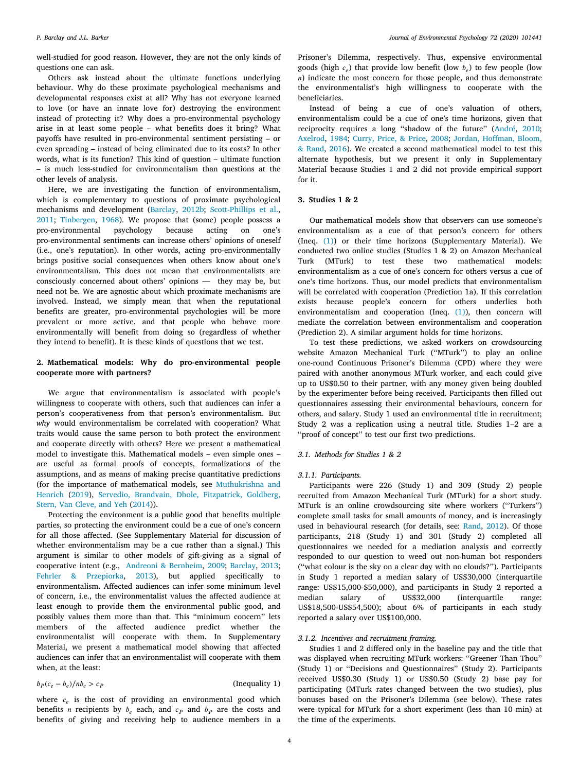well-studied for good reason. However, they are not the only kinds of questions one can ask.

Others ask instead about the ultimate functions underlying behaviour. Why do these proximate psychological mechanisms and developmental responses exist at all? Why has not everyone learned to love (or have an innate love for) destroying the environment instead of protecting it? Why does a pro-environmental psychology arise in at least some people – what benefits does it bring? What payoffs have resulted in pro-environmental sentiment persisting – or even spreading – instead of being eliminated due to its costs? In other words, what is its function? This kind of question – ultimate function – is much less-studied for environmentalism than questions at the other levels of analysis.

Here, we are investigating the function of environmentalism, which is complementary to questions of proximate psychological mechanisms and development (Barclay, 2012b; Scott-Phillips et al., 2011; Tinbergen, 1968). We propose that (some) people possess a pro-environmental psychology because acting on one's pro-environmental sentiments can increase others' opinions of oneself (i.e., one's reputation). In other words, acting pro-environmentally brings positive social consequences when others know about one's environmentalism. This does not mean that environmentalists are consciously concerned about others' opinions — they may be, but need not be. We are agnostic about which proximate mechanisms are involved. Instead, we simply mean that when the reputational benefits are greater, pro-environmental psychologies will be more prevalent or more active, and that people who behave more environmentally will benefit from doing so (regardless of whether they intend to benefit). It is these kinds of questions that we test.

## 2. Mathematical models: Why do pro-environmental people cooperate more with partners?

We argue that environmentalism is associated with people's willingness to cooperate with others, such that audiences can infer a person's cooperativeness from that person's environmentalism. But *why* would environmentalism be correlated with cooperation? What traits would cause the same person to both protect the environment and cooperate directly with others? Here we present a mathematical model to investigate this. Mathematical models – even simple ones – are useful as formal proofs of concepts, formalizations of the assumptions, and as means of making precise quantitative predictions (for the importance of mathematical models, see Muthukrishna and Henrich (2019), Servedio, Brandvain, Dhole, Fitzpatrick, Goldberg, Stern, Van Cleve, and Yeh (2014)).

Protecting the environment is a public good that benefits multiple parties, so protecting the environment could be a cue of one's concern for all those affected. (See Supplementary Material for discussion of whether environmentalism may be a cue rather than a signal.) This argument is similar to other models of gift-giving as a signal of cooperative intent (e.g., Andreoni & Bernheim, 2009; Barclay, 2013; Fehrler & Przepiorka, 2013), but applied specifically to environmentalism. Affected audiences can infer some minimum level of concern, i.e., the environmentalist values the affected audience at least enough to provide them the environmental public good, and possibly values them more than that. This "minimum concern" lets members of the affected audience predict whether the environmentalist will cooperate with them. In Supplementary Material, we present a mathematical model showing that affected audiences can infer that an environmentalist will cooperate with them when, at the least:

$$b_P(c_e - b_e)/nb_e > c_P \qquad \text{(Inequality 1)}$$

where $c_e$ is the cost of providing an environmental good which benefits $n$ recipients by $b_e$ each, and $c_P$ and $b_P$ are the costs and benefits of giving and receiving help to audience members in a Prisoner's Dilemma, respectively. Thus, expensive environmental goods (high $c_e$) that provide low benefit (low $b_e$) to few people (low $n$) indicate the most concern for those people, and thus demonstrate the environmentalist's high willingness to cooperate with the beneficiaries.

Instead of being a cue of one's valuation of others, environmentalism could be a cue of one's time horizons, given that reciprocity requires a long "shadow of the future" (André, 2010; Axelrod, 1984; Curry, Price, & Price, 2008; Jordan, Hoffman, Bloom, & Rand, 2016). We created a second mathematical model to test this alternate hypothesis, but we present it only in Supplementary Material because Studies 1 and 2 did not provide empirical support for it.

## 3. Studies 1 & 2

Our mathematical models show that observers can use someone's environmentalism as a cue of that person's concern for others (Ineq. (1)) or their time horizons (Supplementary Material). We conducted two online studies (Studies 1 & 2) on Amazon Mechanical Turk (MTurk) to test these two mathematical models: environmentalism as a cue of one's concern for others versus a cue of one's time horizons. Thus, our model predicts that environmentalism will be correlated with cooperation (Prediction 1a). If this correlation exists because people's concern for others underlies both environmentalism and cooperation (Ineq. (1)), then concern will mediate the correlation between environmentalism and cooperation (Prediction 2). A similar argument holds for time horizons.

To test these predictions, we asked workers on crowdsourcing website Amazon Mechanical Turk ("MTurk") to play an online one-round Continuous Prisoner's Dilemma (CPD) where they were paired with another anonymous MTurk worker, and each could give up to US$0.50 to their partner, with any money given being doubled by the experimenter before being received. Participants then filled out questionnaires assessing their environmental behaviours, concern for others, and salary. Study 1 used an environmental title in recruitment; Study 2 was a replication using a neutral title. Studies 1–2 are a "proof of concept" to test our first two predictions.

### 3.1. Methods for Studies 1 & 2

#### 3.1.1. Participants.

Participants were 226 (Study 1) and 309 (Study 2) people recruited from Amazon Mechanical Turk (MTurk) for a short study. MTurk is an online crowdsourcing site where workers ("Turkers") complete small tasks for small amounts of money, and is increasingly used in behavioural research (for details, see: Rand, 2012). Of those participants, 218 (Study 1) and 301 (Study 2) completed all questionnaires we needed for a mediation analysis and correctly responded to our question to weed out non-human bot responders ("what colour is the sky on a clear day with no clouds?"). Participants in Study 1 reported a median salary of US$30,000 (interquartile range: US$15,000-$50,000), and participants in Study 2 reported a median salary of US$32,000 (interquartile range: US$18,500-US$54,500); about 6% of participants in each study reported a salary over US$100,000.

#### 3.1.2. Incentives and recruitment framing.

Studies 1 and 2 differed only in the baseline pay and the title that was displayed when recruiting MTurk workers: "Greener Than Thou" (Study 1) or "Decisions and Questionnaires" (Study 2). Participants received US$0.30 (Study 1) or US$0.50 (Study 2) base pay for participating (MTurk rates changed between the two studies), plus bonuses based on the Prisoner's Dilemma (see below). These rates were typical for MTurk for a short experiment (less than 10 min) at the time of the experiments.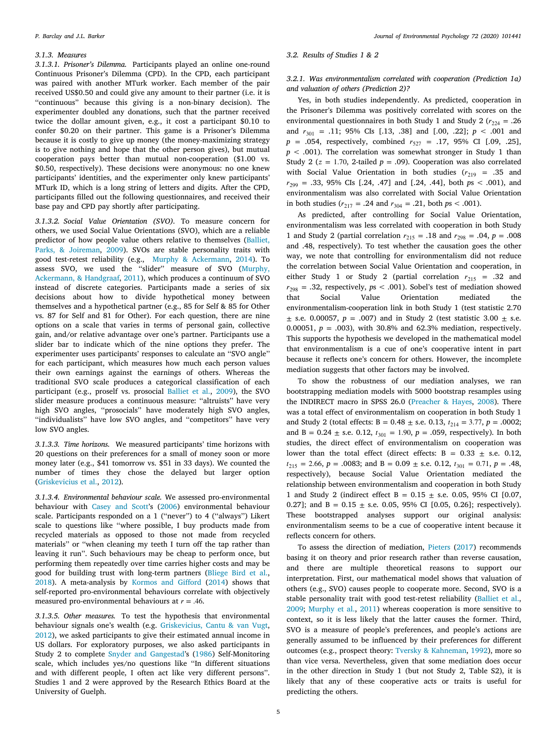#### 3.1.3. Measures

##### 3.1.3.1. Prisoner's Dilemma.

Participants played an online one-round Continuous Prisoner's Dilemma (CPD). In the CPD, each participant was paired with another MTurk worker. Each member of the pair received US$0.50 and could give any amount to their partner (i.e. it is "continuous" because this giving is a non-binary decision). The experimenter doubled any donations, such that the partner received twice the dollar amount given, e.g., it cost a participant $0.10 to confer $0.20 on their partner. This game is a Prisoner's Dilemma because it is costly to give up money (the money-maximizing strategy is to give nothing and hope that the other person gives), but mutual cooperation pays better than mutual non-cooperation ($1.00 vs. $0.50, respectively). These decisions were anonymous: no one knew participants' identities, and the experimenter only knew participants' MTurk ID, which is a long string of letters and digits. After the CPD, participants filled out the following questionnaires, and received their base pay and CPD pay shortly after participating.

##### 3.1.3.2. Social Value Orientation (SVO).

To measure concern for others, we used Social Value Orientations (SVO), which are a reliable predictor of how people value others relative to themselves (Balliet, Parks, & Joireman, 2009). SVOs are stable personality traits with good test-retest reliability (e.g., Murphy & Ackermann, 2014). To assess SVO, we used the "slider" measure of SVO (Murphy, Ackermann, & Handgraaf, 2011), which produces a continuum of SVO instead of discrete categories. Participants made a series of six decisions about how to divide hypothetical money between themselves and a hypothetical partner (e.g., 85 for Self & 85 for Other vs. 87 for Self and 81 for Other). For each question, there are nine options on a scale that varies in terms of personal gain, collective gain, and/or relative advantage over one's partner. Participants use a slider bar to indicate which of the nine options they prefer. The experimenter uses participants' responses to calculate an "SVO angle" for each participant, which measures how much each person values their own earnings against the earnings of others. Whereas the traditional SVO scale produces a categorical classification of each participant (e.g., proself vs. prosocial Balliet et al., 2009), the SVO slider measure produces a continuous measure: "altruists" have very high SVO angles, "prosocials" have moderately high SVO angles, "individualists" have low SVO angles, and "competitors" have very low SVO angles.

##### 3.1.3.3. Time horizons.

We measured participants' time horizons with 20 questions on their preferences for a small of money soon or more money later (e.g., $41 tomorrow vs. $51 in 33 days). We counted the number of times they chose the delayed but larger option (Griskevicius et al., 2012).

##### 3.1.3.4. Environmental behaviour scale.

We assessed pro-environmental behaviour with Casey and Scott's (2006) environmental behaviour scale. Participants responded on a 1 ("never") to 4 ("always") Likert scale to questions like "where possible, I buy products made from recycled materials as opposed to those not made from recycled materials" or "when cleaning my teeth I turn off the tap rather than leaving it run". Such behaviours may be cheap to perform once, but performing them repeatedly over time carries higher costs and may be good for building trust with long-term partners (Bliege Bird et al., 2018). A meta-analysis by Kormos and Gifford (2014) shows that self-reported pro-environmental behaviours correlate with objectively measured pro-environmental behaviours at $r = .46$.

##### 3.1.3.5. Other measures.

To test the hypothesis that environmental behaviour signals one's wealth (e.g. Griskevicius, Cantu & van Vugt, 2012), we asked participants to give their estimated annual income in US dollars. For exploratory purposes, we also asked participants in Study 2 to complete Snyder and Gangestad's (1986) Self-Monitoring scale, which includes yes/no questions like "In different situations and with different people, I often act like very different persons". Studies 1 and 2 were approved by the Research Ethics Board at the University of Guelph.

### 3.2. Results of Studies 1 & 2

#### 3.2.1. Was environmentalism correlated with cooperation (Prediction 1a) and valuation of others (Prediction 2)?

Yes, in both studies independently. As predicted, cooperation in the Prisoner's Dilemma was positively correlated with scores on the environmental questionnaires in both Study 1 and Study 2 ($r_{224} = .26$ and $r_{301} = .11$; 95% CIs [.13, .38] and [.00, .22]; $p < .001$ and $p = .054$, respectively, combined $r_{527} = .17$, 95% CI [.09, .25], $p < .001$). The correlation was somewhat stronger in Study 1 than Study 2 ($z = 1.70$, 2-tailed $p = .09$). Cooperation was also correlated with Social Value Orientation in both studies ($r_{219} = .35$ and $r_{299} = .33$, 95% CIs [.24, .47] and [.24, .44], both $ps < .001$), and environmentalism was also correlated with Social Value Orientation in both studies ($r_{217} = .24$ and $r_{304} = .21$, both $ps < .001$).

As predicted, after controlling for Social Value Orientation, environmentalism was less correlated with cooperation in both Study 1 and Study 2 (partial correlation $r_{215} = .18$ and $r_{298} = .04$, $p = .008$ and .48, respectively). To test whether the causation goes the other way, we note that controlling for environmentalism did not reduce the correlation between Social Value Orientation and cooperation, in either Study 1 or Study 2 (partial correlation $r_{215} = .32$ and $r_{298} = .32$, respectively, $ps < .001$). Sobel's test of mediation showed that Social Value Orientation mediated the environmentalism-cooperation link in both Study 1 (test statistic 2.70 ± s.e. 0.00057, $p = .007$) and in Study 2 (test statistic 3.00 ± s.e. 0.00051, $p = .003$), with 30.8% and 62.3% mediation, respectively. This supports the hypothesis we developed in the mathematical model that environmentalism is a cue of one's cooperative intent in part because it reflects one's concern for others. However, the incomplete mediation suggests that other factors may be involved.

To show the robustness of our mediation analyses, we ran bootstrapping mediation models with 5000 bootstrap resamples using the INDIRECT macro in SPSS 26.0 (Preacher & Hayes, 2008). There was a total effect of environmentalism on cooperation in both Study 1 and Study 2 (total effects: B = 0.48 ± s.e. 0.13, $t_{214} = 3.77$, $p = .0002$; and B = 0.24 ± s.e. 0.12, $t_{301} = 1.90$, $p = .059$, respectively). In both studies, the direct effect of environmentalism on cooperation was lower than the total effect (direct effects: B = 0.33 ± s.e. 0.12, $t_{215} = 2.66$, $p = .0083$; and B = 0.09 ± s.e. 0.12, $t_{301} = 0.71$, $p = .48$, respectively), because Social Value Orientation mediated the relationship between environmentalism and cooperation in both Study 1 and Study 2 (indirect effect B = 0.15 ± s.e. 0.05, 95% CI [0.07, 0.27]; and B = 0.15 ± s.e. 0.05, 95% CI [0.05, 0.26]; respectively). These bootstrapped analyses support our original analysis: environmentalism seems to be a cue of cooperative intent because it reflects concern for others.

To assess the direction of mediation, Pieters (2017) recommends basing it on theory and prior research rather than reverse causation, and there are multiple theoretical reasons to support our interpretation. First, our mathematical model shows that valuation of others (e.g., SVO) causes people to cooperate more. Second, SVO is a stable personality trait with good test-retest reliability (Balliet et al., 2009; Murphy et al., 2011) whereas cooperation is more sensitive to context, so it is less likely that the latter causes the former. Third, SVO is a measure of people's preferences, and people's actions are generally assumed to be influenced by their preferences for different outcomes (e.g., prospect theory: Tversky & Kahneman, 1992), more so than vice versa. Nevertheless, given that some mediation does occur in the other direction in Study 1 (but not Study 2, Table S2), it is likely that any of these cooperative acts or traits is useful for predicting the others.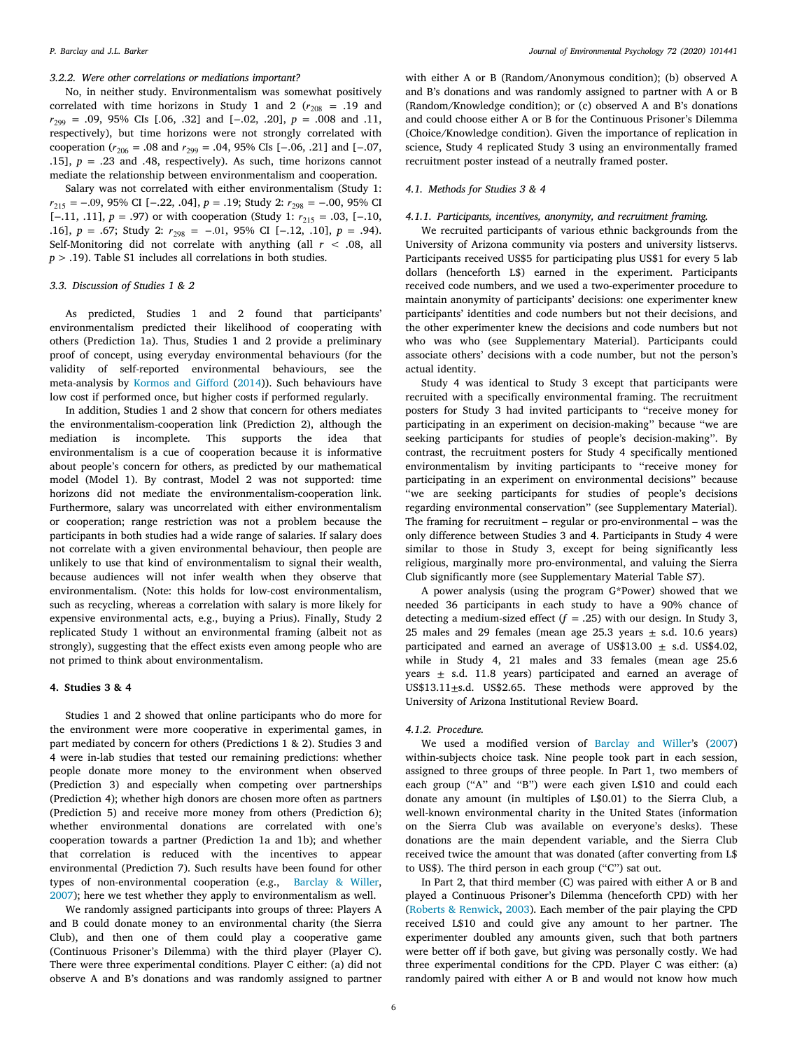#### 3.2.2. Were other correlations or mediations important?

No, in neither study. Environmentalism was somewhat positively correlated with time horizons in Study 1 and 2 ($r_{208}$ = .19 and $r_{299}$ = .09, 95% CIs [.06, .32] and [−.02, .20], $p$ = .008 and .11, respectively), but time horizons were not strongly correlated with cooperation ($r_{206}$ = .08 and $r_{299}$ = .04, 95% CIs [−.06, .21] and [−.07, .15], $p$ = .23 and .48, respectively). As such, time horizons cannot mediate the relationship between environmentalism and cooperation.

Salary was not correlated with either environmentalism (Study 1: $r_{215}$ = −.09, 95% CI [−.22, .04], $p$ = .19; Study 2: $r_{298}$ = −.00, 95% CI [−.11, .11], $p$ = .97) or with cooperation (Study 1: $r_{215}$ = .03, [−.10, .16], $p$ = .67; Study 2: $r_{298}$ = −.01, 95% CI [−.12, .10], $p$ = .94). Self-Monitoring did not correlate with anything (all $r$ < .08, all $p$ > .19). Table S1 includes all correlations in both studies.

### 3.3. Discussion of Studies 1 & 2

As predicted, Studies 1 and 2 found that participants' environmentalism predicted their likelihood of cooperating with others (Prediction 1a). Thus, Studies 1 and 2 provide a preliminary proof of concept, using everyday environmental behaviours (for the validity of self-reported environmental behaviours, see the meta-analysis by Kormos and Gifford (2014)). Such behaviours have low cost if performed once, but higher costs if performed regularly.

In addition, Studies 1 and 2 show that concern for others mediates the environmentalism-cooperation link (Prediction 2), although the mediation is incomplete. This supports the idea that environmentalism is a cue of cooperation because it is informative about people's concern for others, as predicted by our mathematical model (Model 1). By contrast, Model 2 was not supported: time horizons did not mediate the environmentalism-cooperation link. Furthermore, salary was uncorrelated with either environmentalism or cooperation; range restriction was not a problem because the participants in both studies had a wide range of salaries. If salary does not correlate with a given environmental behaviour, then people are unlikely to use that kind of environmentalism to signal their wealth, because audiences will not infer wealth when they observe that environmentalism. (Note: this holds for low-cost environmentalism, such as recycling, whereas a correlation with salary is more likely for expensive environmental acts, e.g., buying a Prius). Finally, Study 2 replicated Study 1 without an environmental framing (albeit not as strongly), suggesting that the effect exists even among people who are not primed to think about environmentalism.

## 4. Studies 3 & 4

Studies 1 and 2 showed that online participants who do more for the environment were more cooperative in experimental games, in part mediated by concern for others (Predictions 1 & 2). Studies 3 and 4 were in-lab studies that tested our remaining predictions: whether people donate more money to the environment when observed (Prediction 3) and especially when competing over partnerships (Prediction 4); whether high donors are chosen more often as partners (Prediction 5) and receive more money from others (Prediction 6); whether environmental donations are correlated with one's cooperation towards a partner (Prediction 1a and 1b); and whether that correlation is reduced with the incentives to appear environmental (Prediction 7). Such results have been found for other types of non-environmental cooperation (e.g., Barclay & Willer, 2007); here we test whether they apply to environmentalism as well.

We randomly assigned participants into groups of three: Players A and B could donate money to an environmental charity (the Sierra Club), and then one of them could play a cooperative game (Continuous Prisoner's Dilemma) with the third player (Player C). There were three experimental conditions. Player C either: (a) did not observe A and B's donations and was randomly assigned to partner with either A or B (Random/Anonymous condition); (b) observed A and B's donations and was randomly assigned to partner with A or B (Random/Knowledge condition); or (c) observed A and B's donations and could choose either A or B for the Continuous Prisoner's Dilemma (Choice/Knowledge condition). Given the importance of replication in science, Study 4 replicated Study 3 using an environmentally framed recruitment poster instead of a neutrally framed poster.

### 4.1. Methods for Studies 3 & 4

#### 4.1.1. Participants, incentives, anonymity, and recruitment framing.

We recruited participants of various ethnic backgrounds from the University of Arizona community via posters and university listservs. Participants received US$5 for participating plus US$1 for every 5 lab dollars (henceforth L$) earned in the experiment. Participants received code numbers, and we used a two-experimenter procedure to maintain anonymity of participants' decisions: one experimenter knew participants' identities and code numbers but not their decisions, and the other experimenter knew the decisions and code numbers but not who was who (see Supplementary Material). Participants could associate others' decisions with a code number, but not the person's actual identity.

Study 4 was identical to Study 3 except that participants were recruited with a specifically environmental framing. The recruitment posters for Study 3 had invited participants to "receive money for participating in an experiment on decision-making" because "we are seeking participants for studies of people's decision-making". By contrast, the recruitment posters for Study 4 specifically mentioned environmentalism by inviting participants to "receive money for participating in an experiment on environmental decisions" because "we are seeking participants for studies of people's decisions regarding environmental conservation" (see Supplementary Material). The framing for recruitment – regular or pro-environmental – was the only difference between Studies 3 and 4. Participants in Study 4 were similar to those in Study 3, except for being significantly less religious, marginally more pro-environmental, and valuing the Sierra Club significantly more (see Supplementary Material Table S7).

A power analysis (using the program G*Power) showed that we needed 36 participants in each study to have a 90% chance of detecting a medium-sized effect ($f$ = .25) with our design. In Study 3, 25 males and 29 females (mean age 25.3 years ± s.d. 10.6 years) participated and earned an average of US$13.00 ± s.d. US$4.02, while in Study 4, 21 males and 33 females (mean age 25.6 years ± s.d. 11.8 years) participated and earned an average of US$13.11±s.d. US$2.65. These methods were approved by the University of Arizona Institutional Review Board.

#### 4.1.2. Procedure.

We used a modified version of Barclay and Willer's (2007) within-subjects choice task. Nine people took part in each session, assigned to three groups of three people. In Part 1, two members of each group ("A" and "B") were each given L$10 and could each donate any amount (in multiples of L$0.01) to the Sierra Club, a well-known environmental charity in the United States (information on the Sierra Club was available on everyone's desks). These donations are the main dependent variable, and the Sierra Club received twice the amount that was donated (after converting from L$ to US$). The third person in each group ("C") sat out.

In Part 2, that third member (C) was paired with either A or B and played a Continuous Prisoner's Dilemma (henceforth CPD) with her (Roberts & Renwick, 2003). Each member of the pair playing the CPD received L$10 and could give any amount to her partner. The experimenter doubled any amounts given, such that both partners were better off if both gave, but giving was personally costly. We had three experimental conditions for the CPD. Player C was either: (a) randomly paired with either A or B and would not know how much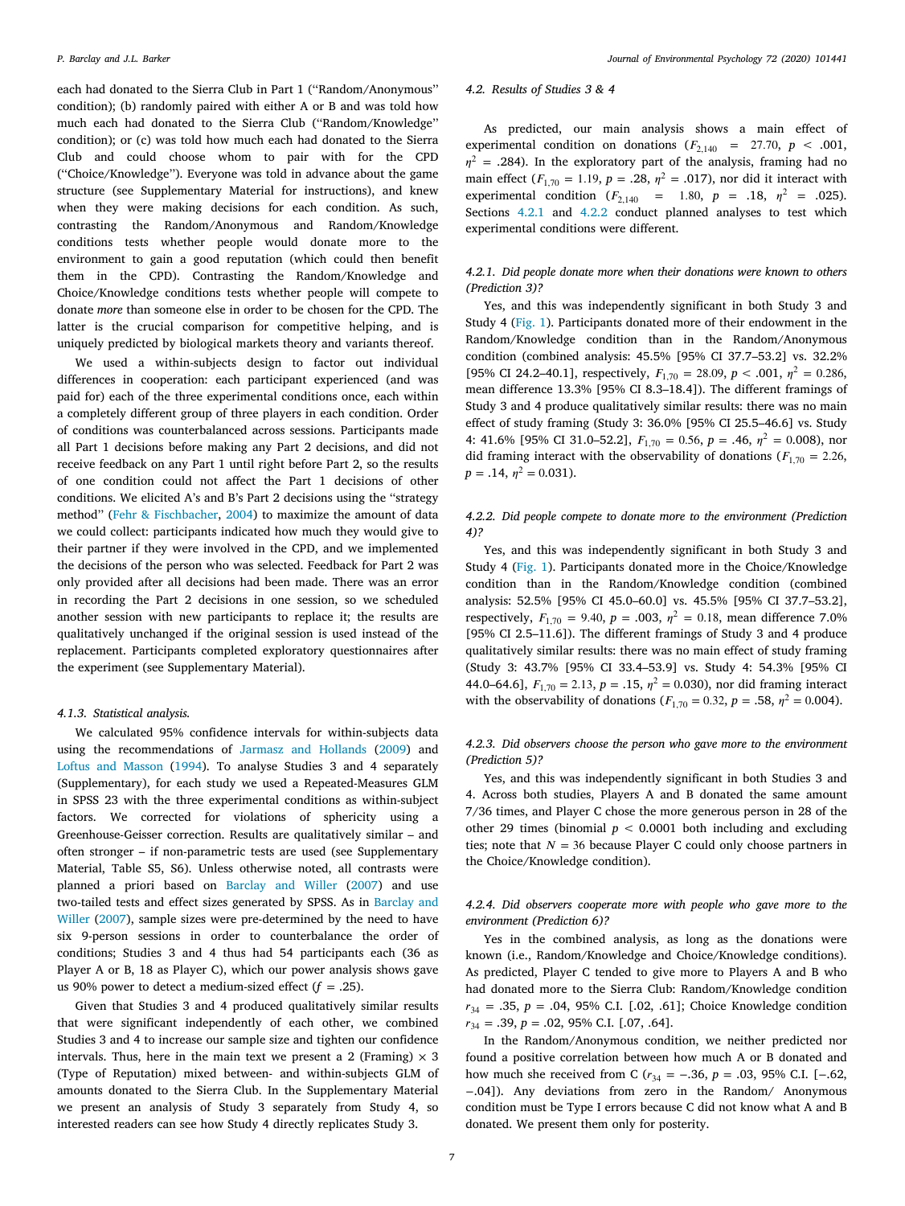each had donated to the Sierra Club in Part 1 ("Random/Anonymous" condition); (b) randomly paired with either A or B and was told how much each had donated to the Sierra Club ("Random/Knowledge" condition); or (c) was told how much each had donated to the Sierra Club and could choose whom to pair with for the CPD ("Choice/Knowledge"). Everyone was told in advance about the game structure (see Supplementary Material for instructions), and knew when they were making decisions for each condition. As such, contrasting the Random/Anonymous and Random/Knowledge conditions tests whether people would donate more to the environment to gain a good reputation (which could then benefit them in the CPD). Contrasting the Random/Knowledge and Choice/Knowledge conditions tests whether people will compete to donate *more* than someone else in order to be chosen for the CPD. The latter is the crucial comparison for competitive helping, and is uniquely predicted by biological markets theory and variants thereof.

We used a within-subjects design to factor out individual differences in cooperation: each participant experienced (and was paid for) each of the three experimental conditions once, each within a completely different group of three players in each condition. Order of conditions was counterbalanced across sessions. Participants made all Part 1 decisions before making any Part 2 decisions, and did not receive feedback on any Part 1 until right before Part 2, so the results of one condition could not affect the Part 1 decisions of other conditions. We elicited A's and B's Part 2 decisions using the "strategy method" (Fehr & Fischbacher, 2004) to maximize the amount of data we could collect: participants indicated how much they would give to their partner if they were involved in the CPD, and we implemented the decisions of the person who was selected. Feedback for Part 2 was only provided after all decisions had been made. There was an error in recording the Part 2 decisions in one session, so we scheduled another session with new participants to replace it; the results are qualitatively unchanged if the original session is used instead of the replacement. Participants completed exploratory questionnaires after the experiment (see Supplementary Material).

#### 4.1.3. Statistical analysis.

We calculated 95% confidence intervals for within-subjects data using the recommendations of Jarmasz and Hollands (2009) and Loftus and Masson (1994). To analyse Studies 3 and 4 separately (Supplementary), for each study we used a Repeated-Measures GLM in SPSS 23 with the three experimental conditions as within-subject factors. We corrected for violations of sphericity using a Greenhouse-Geisser correction. Results are qualitatively similar – and often stronger – if non-parametric tests are used (see Supplementary Material, Table S5, S6). Unless otherwise noted, all contrasts were planned a priori based on Barclay and Willer (2007) and use two-tailed tests and effect sizes generated by SPSS. As in Barclay and Willer (2007), sample sizes were pre-determined by the need to have six 9-person sessions in order to counterbalance the order of conditions; Studies 3 and 4 thus had 54 participants each (36 as Player A or B, 18 as Player C), which our power analysis shows gave us 90% power to detect a medium-sized effect ($f = .25$).

Given that Studies 3 and 4 produced qualitatively similar results that were significant independently of each other, we combined Studies 3 and 4 to increase our sample size and tighten our confidence intervals. Thus, here in the main text we present a 2 (Framing) × 3 (Type of Reputation) mixed between- and within-subjects GLM of amounts donated to the Sierra Club. In the Supplementary Material we present an analysis of Study 3 separately from Study 4, so interested readers can see how Study 4 directly replicates Study 3.

### 4.2. Results of Studies 3 & 4

As predicted, our main analysis shows a main effect of experimental condition on donations ($F_{2,140} = 27.70$, $p < .001$, $\eta^2 = .284$). In the exploratory part of the analysis, framing had no main effect ($F_{1,70} = 1.19$, $p = .28$, $\eta^2 = .017$), nor did it interact with experimental condition ($F_{2,140} = 1.80$, $p = .18$, $\eta^2 = .025$). Sections 4.2.1 and 4.2.2 conduct planned analyses to test which experimental conditions were different.

#### 4.2.1. Did people donate more when their donations were known to others (Prediction 3)?

Yes, and this was independently significant in both Study 3 and Study 4 (Fig. 1). Participants donated more of their endowment in the Random/Knowledge condition than in the Random/Anonymous condition (combined analysis: 45.5% [95% CI 37.7–53.2] vs. 32.2% [95% CI 24.2–40.1], respectively, $F_{1,70} = 28.09$, $p < .001$, $\eta^2 = 0.286$, mean difference 13.3% [95% CI 8.3–18.4]). The different framings of Study 3 and 4 produce qualitatively similar results: there was no main effect of study framing (Study 3: 36.0% [95% CI 25.5–46.6] vs. Study 4: 41.6% [95% CI 31.0–52.2], $F_{1,70} = 0.56$, $p = .46$, $\eta^2 = 0.008$), nor did framing interact with the observability of donations ($F_{1,70} = 2.26$, $p = .14$, $\eta^2 = 0.031$).

#### 4.2.2. Did people compete to donate more to the environment (Prediction 4)?

Yes, and this was independently significant in both Study 3 and Study 4 (Fig. 1). Participants donated more in the Choice/Knowledge condition than in the Random/Knowledge condition (combined analysis: 52.5% [95% CI 45.0–60.0] vs. 45.5% [95% CI 37.7–53.2], respectively, $F_{1,70} = 9.40$, $p = .003$, $\eta^2 = 0.18$, mean difference 7.0% [95% CI 2.5–11.6]). The different framings of Study 3 and 4 produce qualitatively similar results: there was no main effect of study framing (Study 3: 43.7% [95% CI 33.4–53.9] vs. Study 4: 54.3% [95% CI 44.0–64.6], $F_{1,70} = 2.13$, $p = .15$, $\eta^2 = 0.030$), nor did framing interact with the observability of donations ($F_{1,70} = 0.32$, $p = .58$, $\eta^2 = 0.004$).

#### 4.2.3. Did observers choose the person who gave more to the environment (Prediction 5)?

Yes, and this was independently significant in both Studies 3 and 4. Across both studies, Players A and B donated the same amount 7/36 times, and Player C chose the more generous person in 28 of the other 29 times (binomial $p < 0.0001$ both including and excluding ties; note that $N = 36$ because Player C could only choose partners in the Choice/Knowledge condition).

#### 4.2.4. Did observers cooperate more with people who gave more to the environment (Prediction 6)?

Yes in the combined analysis, as long as the donations were known (i.e., Random/Knowledge and Choice/Knowledge conditions). As predicted, Player C tended to give more to Players A and B who had donated more to the Sierra Club: Random/Knowledge condition $r_{34} = .35$, $p = .04$, 95% C.I. [.02, .61]; Choice Knowledge condition $r_{34} = .39$, $p = .02$, 95% C.I. [.07, .64].

In the Random/Anonymous condition, we neither predicted nor found a positive correlation between how much A or B donated and how much she received from C ($r_{34} = -.36$, $p = .03$, 95% C.I. [−.62, −.04]). Any deviations from zero in the Random/ Anonymous condition must be Type I errors because C did not know what A and B donated. We present them only for posterity.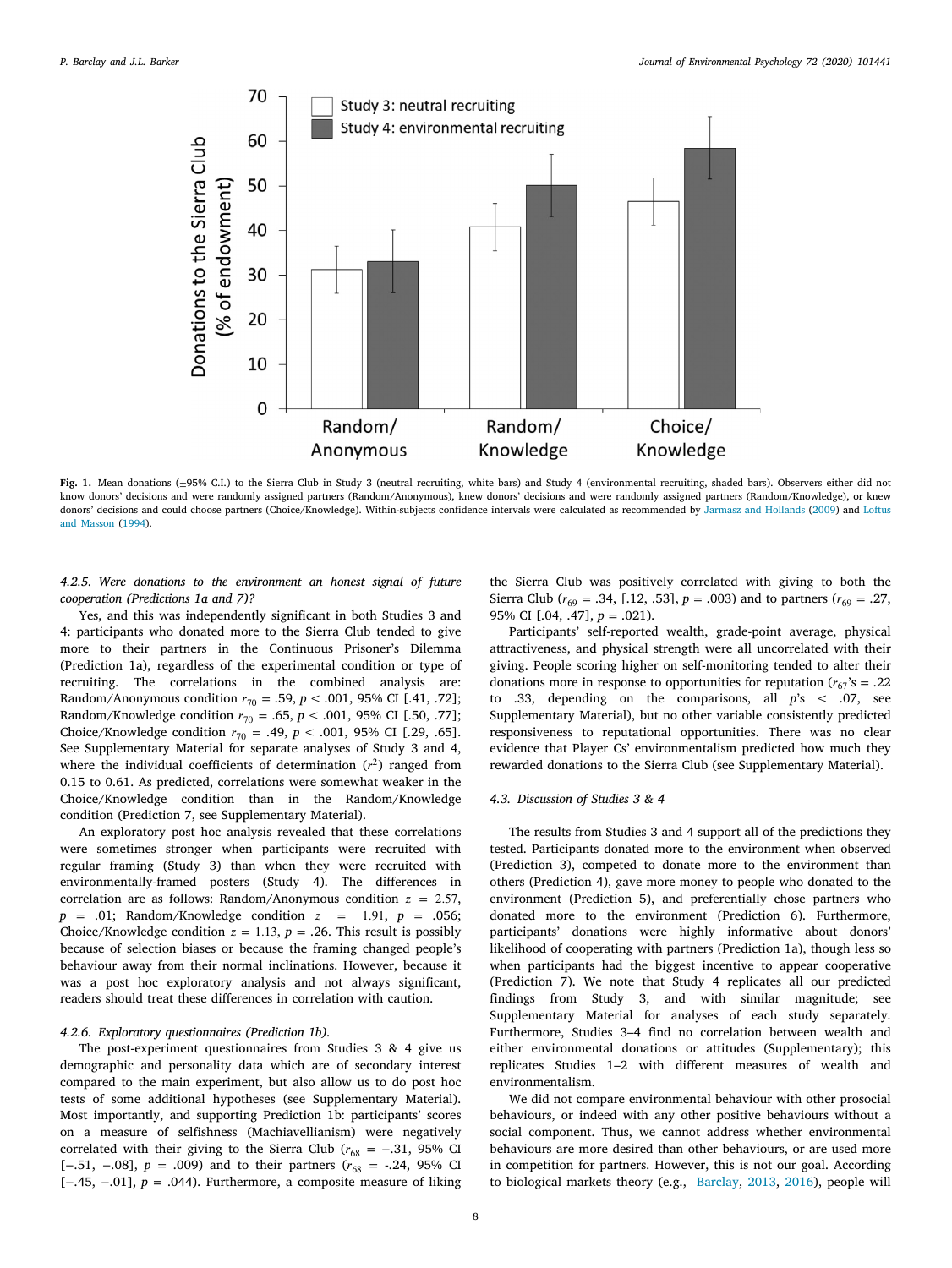**Fig. 1.** Mean donations (±95% C.I.) to the Sierra Club in Study 3 (neutral recruiting, white bars) and Study 4 (environmental recruiting, shaded bars). Observers either did not know donors' decisions and were randomly assigned partners (Random/Anonymous), knew donors' decisions and were randomly assigned partners (Random/Knowledge), or knew donors' decisions and could choose partners (Choice/Knowledge). Within-subjects confidence intervals were calculated as recommended by Jarmasz and Hollands (2009) and Loftus and Masson (1994).

#### 4.2.5. Were donations to the environment an honest signal of future cooperation (Predictions 1a and 7)?

Yes, and this was independently significant in both Studies 3 and 4: participants who donated more to the Sierra Club tended to give more to their partners in the Continuous Prisoner's Dilemma (Prediction 1a), regardless of the experimental condition or type of recruiting. The correlations in the combined analysis are: Random/Anonymous condition $r_{70} = .59$, $p < .001$, 95% CI [.41, .72]; Random/Knowledge condition $r_{70} = .65$, $p < .001$, 95% CI [.50, .77]; Choice/Knowledge condition $r_{70} = .49$, $p < .001$, 95% CI [.29, .65]. See Supplementary Material for separate analyses of Study 3 and 4, where the individual coefficients of determination ($r^2$) ranged from 0.15 to 0.61. As predicted, correlations were somewhat weaker in the Choice/Knowledge condition than in the Random/Knowledge condition (Prediction 7, see Supplementary Material).

An exploratory post hoc analysis revealed that these correlations were sometimes stronger when participants were recruited with regular framing (Study 3) than when they were recruited with environmentally-framed posters (Study 4). The differences in correlation are as follows: Random/Anonymous condition $z = 2.57$, $p = .01$; Random/Knowledge condition $z = 1.91$, $p = .056$; Choice/Knowledge condition $z = 1.13$, $p = .26$. This result is possibly because of selection biases or because the framing changed people's behaviour away from their normal inclinations. However, because it was a post hoc exploratory analysis and not always significant, readers should treat these differences in correlation with caution.

#### 4.2.6. Exploratory questionnaires (Prediction 1b).

The post-experiment questionnaires from Studies 3 & 4 give us demographic and personality data which are of secondary interest compared to the main experiment, but also allow us to do post hoc tests of some additional hypotheses (see Supplementary Material). Most importantly, and supporting Prediction 1b: participants' scores on a measure of selfishness (Machiavellianism) were negatively correlated with their giving to the Sierra Club ($r_{68} = -.31$, 95% CI [−.51, −.08], $p = .009$) and to their partners ($r_{68} = -.24$, 95% CI [−.45, −.01], $p = .044$). Furthermore, a composite measure of liking the Sierra Club was positively correlated with giving to both the Sierra Club ($r_{69} = .34$, [.12, .53], $p = .003$) and to partners ($r_{69} = .27$, 95% CI [.04, .47], $p = .021$).

Participants' self-reported wealth, grade-point average, physical attractiveness, and physical strength were all uncorrelated with their giving. People scoring higher on self-monitoring tended to alter their donations more in response to opportunities for reputation ($r_{67}$'s = .22 to .33, depending on the comparisons, all $p$'s < .07, see Supplementary Material), but no other variable consistently predicted responsiveness to reputational opportunities. There was no clear evidence that Player Cs' environmentalism predicted how much they rewarded donations to the Sierra Club (see Supplementary Material).

### 4.3. Discussion of Studies 3 & 4

The results from Studies 3 and 4 support all of the predictions they tested. Participants donated more to the environment when observed (Prediction 3), competed to donate more to the environment than others (Prediction 4), gave more money to people who donated to the environment (Prediction 5), and preferentially chose partners who donated more to the environment (Prediction 6). Furthermore, participants' donations were highly informative about donors' likelihood of cooperating with partners (Prediction 1a), though less so when participants had the biggest incentive to appear cooperative (Prediction 7). We note that Study 4 replicates all our predicted findings from Study 3, and with similar magnitude; see Supplementary Material for analyses of each study separately. Furthermore, Studies 3–4 find no correlation between wealth and either environmental donations or attitudes (Supplementary); this replicates Studies 1–2 with different measures of wealth and environmentalism.

We did not compare environmental behaviour with other prosocial behaviours, or indeed with any other positive behaviours without a social component. Thus, we cannot address whether environmental behaviours are more desired than other behaviours, or are used more in competition for partners. However, this is not our goal. According to biological markets theory (e.g., Barclay, 2013, 2016), people will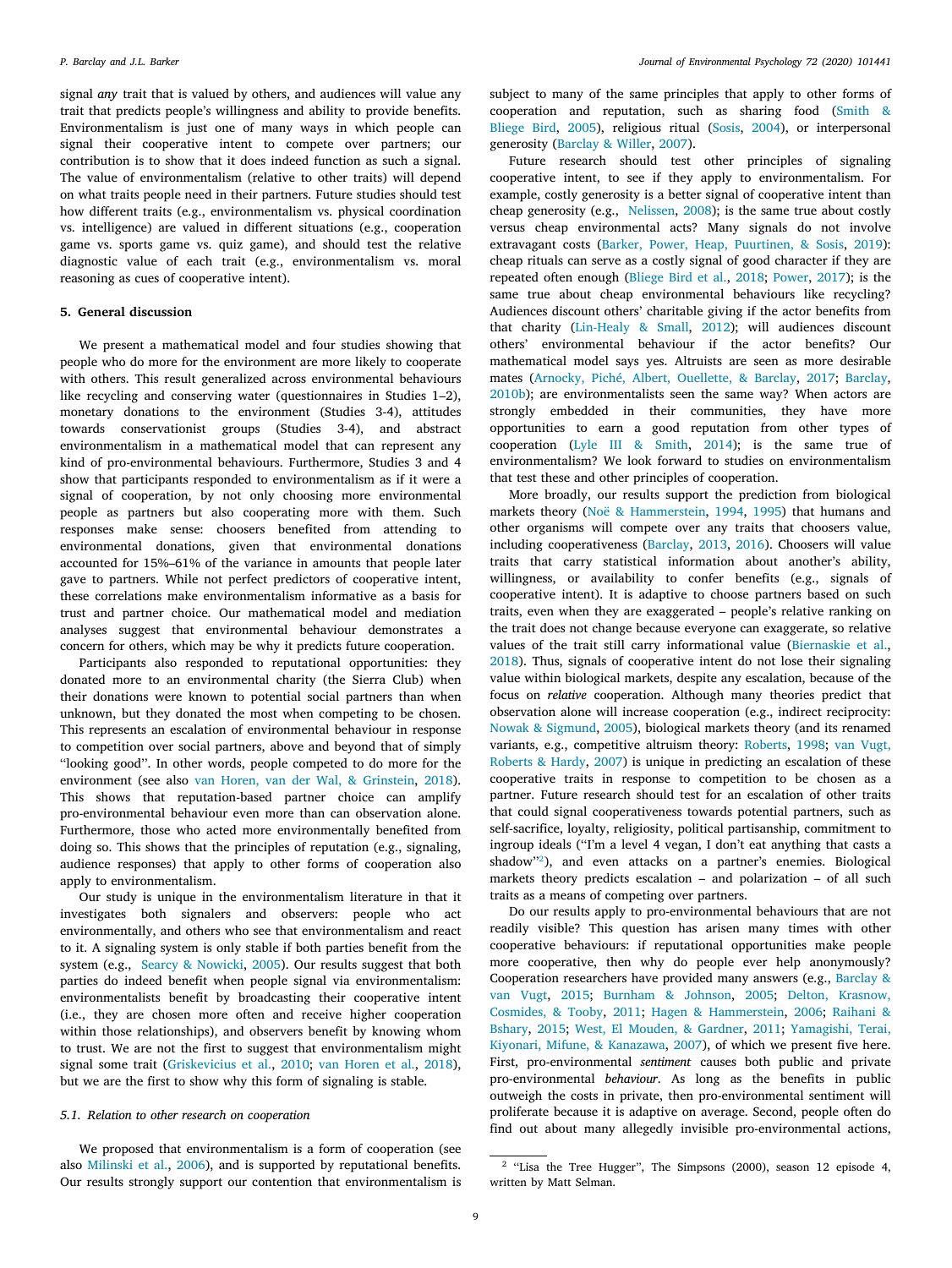signal *any* trait that is valued by others, and audiences will value any trait that predicts people's willingness and ability to provide benefits. Environmentalism is just one of many ways in which people can signal their cooperative intent to compete over partners; our contribution is to show that it does indeed function as such a signal. The value of environmentalism (relative to other traits) will depend on what traits people need in their partners. Future studies should test how different traits (e.g., environmentalism vs. physical coordination vs. intelligence) are valued in different situations (e.g., cooperation game vs. sports game vs. quiz game), and should test the relative diagnostic value of each trait (e.g., environmentalism vs. moral reasoning as cues of cooperative intent).

## 5. General discussion

We present a mathematical model and four studies showing that people who do more for the environment are more likely to cooperate with others. This result generalized across environmental behaviours like recycling and conserving water (questionnaires in Studies 1–2), monetary donations to the environment (Studies 3-4), attitudes towards conservationist groups (Studies 3-4), and abstract environmentalism in a mathematical model that can represent any kind of pro-environmental behaviours. Furthermore, Studies 3 and 4 show that participants responded to environmentalism as if it were a signal of cooperation, by not only choosing more environmental people as partners but also cooperating more with them. Such responses make sense: choosers benefited from attending to environmental donations, given that environmental donations accounted for 15%–61% of the variance in amounts that people later gave to partners. While not perfect predictors of cooperative intent, these correlations make environmentalism informative as a basis for trust and partner choice. Our mathematical model and mediation analyses suggest that environmental behaviour demonstrates a concern for others, which may be why it predicts future cooperation.

Participants also responded to reputational opportunities: they donated more to an environmental charity (the Sierra Club) when their donations were known to potential social partners than when unknown, but they donated the most when competing to be chosen. This represents an escalation of environmental behaviour in response to competition over social partners, above and beyond that of simply "looking good". In other words, people competed to do more for the environment (see also van Horen, van der Wal, & Grinstein, 2018). This shows that reputation-based partner choice can amplify pro-environmental behaviour even more than can observation alone. Furthermore, those who acted more environmentally benefited from doing so. This shows that the principles of reputation (e.g., signaling, audience responses) that apply to other forms of cooperation also apply to environmentalism.

Our study is unique in the environmentalism literature in that it investigates both signalers and observers: people who act environmentally, and others who see that environmentalism and react to it. A signaling system is only stable if both parties benefit from the system (e.g., Searcy & Nowicki, 2005). Our results suggest that both parties do indeed benefit when people signal via environmentalism: environmentalists benefit by broadcasting their cooperative intent (i.e., they are chosen more often and receive higher cooperation within those relationships), and observers benefit by knowing whom to trust. We are not the first to suggest that environmentalism might signal some trait (Griskevicius et al., 2010; van Horen et al., 2018), but we are the first to show why this form of signaling is stable.

### 5.1. Relation to other research on cooperation

We proposed that environmentalism is a form of cooperation (see also Milinski et al., 2006), and is supported by reputational benefits. Our results strongly support our contention that environmentalism is subject to many of the same principles that apply to other forms of cooperation and reputation, such as sharing food (Smith & Bliege Bird, 2005), religious ritual (Sosis, 2004), or interpersonal generosity (Barclay & Willer, 2007).

Future research should test other principles of signaling cooperative intent, to see if they apply to environmentalism. For example, costly generosity is a better signal of cooperative intent than cheap generosity (e.g., Nelissen, 2008); is the same true about costly versus cheap environmental acts? Many signals do not involve extravagant costs (Barker, Power, Heap, Puurtinen, & Sosis, 2019): cheap rituals can serve as a costly signal of good character if they are repeated often enough (Bliege Bird et al., 2018; Power, 2017); is the same true about cheap environmental behaviours like recycling? Audiences discount others' charitable giving if the actor benefits from that charity (Lin-Healy & Small, 2012); will audiences discount others' environmental behaviour if the actor benefits? Our mathematical model says yes. Altruists are seen as more desirable mates (Arnocky, Piché, Albert, Ouellette, & Barclay, 2017; Barclay, 2010b); are environmentalists seen the same way? When actors are strongly embedded in their communities, they have more opportunities to earn a good reputation from other types of cooperation (Lyle III & Smith, 2014); is the same true of environmentalism? We look forward to studies on environmentalism that test these and other principles of cooperation.

More broadly, our results support the prediction from biological markets theory (Noë & Hammerstein, 1994, 1995) that humans and other organisms will compete over any traits that choosers value, including cooperativeness (Barclay, 2013, 2016). Choosers will value traits that carry statistical information about another's ability, willingness, or availability to confer benefits (e.g., signals of cooperative intent). It is adaptive to choose partners based on such traits, even when they are exaggerated – people's relative ranking on the trait does not change because everyone can exaggerate, so relative values of the trait still carry informational value (Biernaskie et al., 2018). Thus, signals of cooperative intent do not lose their signaling value within biological markets, despite any escalation, because of the focus on *relative* cooperation. Although many theories predict that observation alone will increase cooperation (e.g., indirect reciprocity: Nowak & Sigmund, 2005), biological markets theory (and its renamed variants, e.g., competitive altruism theory: Roberts, 1998; van Vugt, Roberts & Hardy, 2007) is unique in predicting an escalation of these cooperative traits in response to competition to be chosen as a partner. Future research should test for an escalation of other traits that could signal cooperativeness towards potential partners, such as self-sacrifice, loyalty, religiosity, political partisanship, commitment to ingroup ideals ("I'm a level 4 vegan, I don't eat anything that casts a shadow"[2]), and even attacks on a partner's enemies. Biological markets theory predicts escalation – and polarization – of all such traits as a means of competing over partners.

Do our results apply to pro-environmental behaviours that are not readily visible? This question has arisen many times with other cooperative behaviours: if reputational opportunities make people more cooperative, then why do people ever help anonymously? Cooperation researchers have provided many answers (e.g., Barclay & van Vugt, 2015; Burnham & Johnson, 2005; Delton, Krasnow, Cosmides, & Tooby, 2011; Hagen & Hammerstein, 2006; Raihani & Bshary, 2015; West, El Mouden, & Gardner, 2011; Yamagishi, Terai, Kiyonari, Mifune, & Kanazawa, 2007), of which we present five here. First, pro-environmental *sentiment* causes both public and private pro-environmental *behaviour*. As long as the benefits in public outweigh the costs in private, then pro-environmental sentiment will proliferate because it is adaptive on average. Second, people often do find out about many allegedly invisible pro-environmental actions,

[2] "Lisa the Tree Hugger", The Simpsons (2000), season 12 episode 4, written by Matt Selman.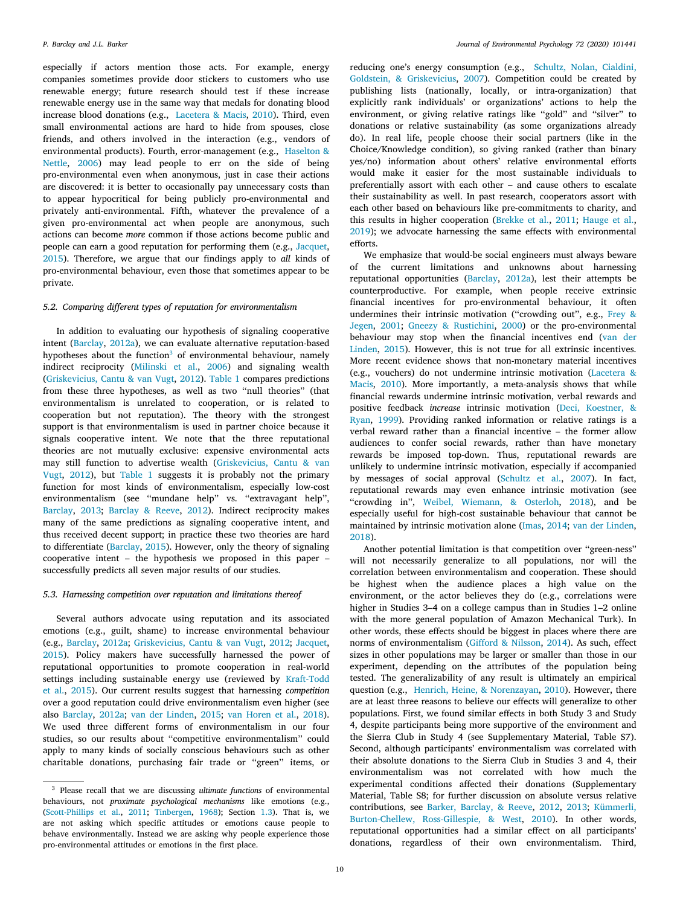especially if actors mention those acts. For example, energy companies sometimes provide door stickers to customers who use renewable energy; future research should test if these increase renewable energy use in the same way that medals for donating blood increase blood donations (e.g., Lacetera & Macis, 2010). Third, even small environmental actions are hard to hide from spouses, close friends, and others involved in the interaction (e.g., vendors of environmental products). Fourth, error-management (e.g., Haselton & Nettle, 2006) may lead people to err on the side of being pro-environmental even when anonymous, just in case their actions are discovered: it is better to occasionally pay unnecessary costs than to appear hypocritical for being publicly pro-environmental and privately anti-environmental. Fifth, whatever the prevalence of a given pro-environmental act when people are anonymous, such actions can become *more* common if those actions become public and people can earn a good reputation for performing them (e.g., Jacquet, 2015). Therefore, we argue that our findings apply to *all* kinds of pro-environmental behaviour, even those that sometimes appear to be private.

### 5.2. Comparing different types of reputation for environmentalism

In addition to evaluating our hypothesis of signaling cooperative intent (Barclay, 2012a), we can evaluate alternative reputation-based hypotheses about the function[3] of environmental behaviour, namely indirect reciprocity (Milinski et al., 2006) and signaling wealth (Griskevicius, Cantu & van Vugt, 2012). Table 1 compares predictions from these three hypotheses, as well as two "null theories" (that environmentalism is unrelated to cooperation, or is related to cooperation but not reputation). The theory with the strongest support is that environmentalism is used in partner choice because it signals cooperative intent. We note that the three reputational theories are not mutually exclusive: expensive environmental acts may still function to advertise wealth (Griskevicius, Cantu & van Vugt, 2012), but Table 1 suggests it is probably not the primary function for most kinds of environmentalism, especially low-cost environmentalism (see "mundane help" vs. "extravagant help", Barclay, 2013; Barclay & Reeve, 2012). Indirect reciprocity makes many of the same predictions as signaling cooperative intent, and thus received decent support; in practice these two theories are hard to differentiate (Barclay, 2015). However, only the theory of signaling cooperative intent – the hypothesis we proposed in this paper – successfully predicts all seven major results of our studies.

### 5.3. Harnessing competition over reputation and limitations thereof

Several authors advocate using reputation and its associated emotions (e.g., guilt, shame) to increase environmental behaviour (e.g., Barclay, 2012a; Griskevicius, Cantu & van Vugt, 2012; Jacquet, 2015). Policy makers have successfully harnessed the power of reputational opportunities to promote cooperation in real-world settings including sustainable energy use (reviewed by Kraft-Todd et al., 2015). Our current results suggest that harnessing *competition* over a good reputation could drive environmentalism even higher (see also Barclay, 2012a; van der Linden, 2015; van Horen et al., 2018). We used three different forms of environmentalism in our four studies, so our results about "competitive environmentalism" could apply to many kinds of socially conscious behaviours such as other charitable donations, purchasing fair trade or "green" items, or reducing one's energy consumption (e.g., Schultz, Nolan, Cialdini, Goldstein, & Griskevicius, 2007). Competition could be created by publishing lists (nationally, locally, or intra-organization) that explicitly rank individuals' or organizations' actions to help the environment, or giving relative ratings like "gold" and "silver" to donations or relative sustainability (as some organizations already do). In real life, people choose their social partners (like in the Choice/Knowledge condition), so giving ranked (rather than binary yes/no) information about others' relative environmental efforts would make it easier for the most sustainable individuals to preferentially assort with each other – and cause others to escalate their sustainability as well. In past research, cooperators assort with each other based on behaviours like pre-commitments to charity, and this results in higher cooperation (Brekke et al., 2011; Hauge et al., 2019); we advocate harnessing the same effects with environmental efforts.

We emphasize that would-be social engineers must always beware of the current limitations and unknowns about harnessing reputational opportunities (Barclay, 2012a), lest their attempts be counterproductive. For example, when people receive extrinsic financial incentives for pro-environmental behaviour, it often undermines their intrinsic motivation ("crowding out", e.g., Frey & Jegen, 2001; Gneezy & Rustichini, 2000) or the pro-environmental behaviour may stop when the financial incentives end (van der Linden, 2015). However, this is not true for all extrinsic incentives. More recent evidence shows that non-monetary material incentives (e.g., vouchers) do not undermine intrinsic motivation (Lacetera & Macis, 2010). More importantly, a meta-analysis shows that while financial rewards undermine intrinsic motivation, verbal rewards and positive feedback *increase* intrinsic motivation (Deci, Koestner, & Ryan, 1999). Providing ranked information or relative ratings is a verbal reward rather than a financial incentive – the former allow audiences to confer social rewards, rather than have monetary rewards be imposed top-down. Thus, reputational rewards are unlikely to undermine intrinsic motivation, especially if accompanied by messages of social approval (Schultz et al., 2007). In fact, reputational rewards may even enhance intrinsic motivation (see "crowding in", Weibel, Wiemann, & Osterloh, 2018), and be especially useful for high-cost sustainable behaviour that cannot be maintained by intrinsic motivation alone (Imas, 2014; van der Linden, 2018).

Another potential limitation is that competition over "green-ness" will not necessarily generalize to all populations, nor will the correlation between environmentalism and cooperation. These should be highest when the audience places a high value on the environment, or the actor believes they do (e.g., correlations were higher in Studies 3–4 on a college campus than in Studies 1–2 online with the more general population of Amazon Mechanical Turk). In other words, these effects should be biggest in places where there are norms of environmentalism (Gifford & Nilsson, 2014). As such, effect sizes in other populations may be larger or smaller than those in our experiment, depending on the attributes of the population being tested. The generalizability of any result is ultimately an empirical question (e.g., Henrich, Heine, & Norenzayan, 2010). However, there are at least three reasons to believe our effects will generalize to other populations. First, we found similar effects in both Study 3 and Study 4, despite participants being more supportive of the environment and the Sierra Club in Study 4 (see Supplementary Material, Table S7). Second, although participants' environmentalism was correlated with their absolute donations to the Sierra Club in Studies 3 and 4, their environmentalism was not correlated with how much the experimental conditions affected their donations (Supplementary Material, Table S8; for further discussion on absolute versus relative contributions, see Barker, Barclay, & Reeve, 2012, 2013; Kümmerli, Burton-Chellew, Ross-Gillespie, & West, 2010). In other words, reputational opportunities had a similar effect on all participants' donations, regardless of their own environmentalism. Third,

[3] Please recall that we are discussing *ultimate functions* of environmental behaviours, not *proximate psychological mechanisms* like emotions (e.g., (Scott-Phillips et al., 2011; Tinbergen, 1968); Section 1.3). That is, we are not asking which specific attitudes or emotions cause people to behave environmentally. Instead we are asking why people experience those pro-environmental attitudes or emotions in the first place.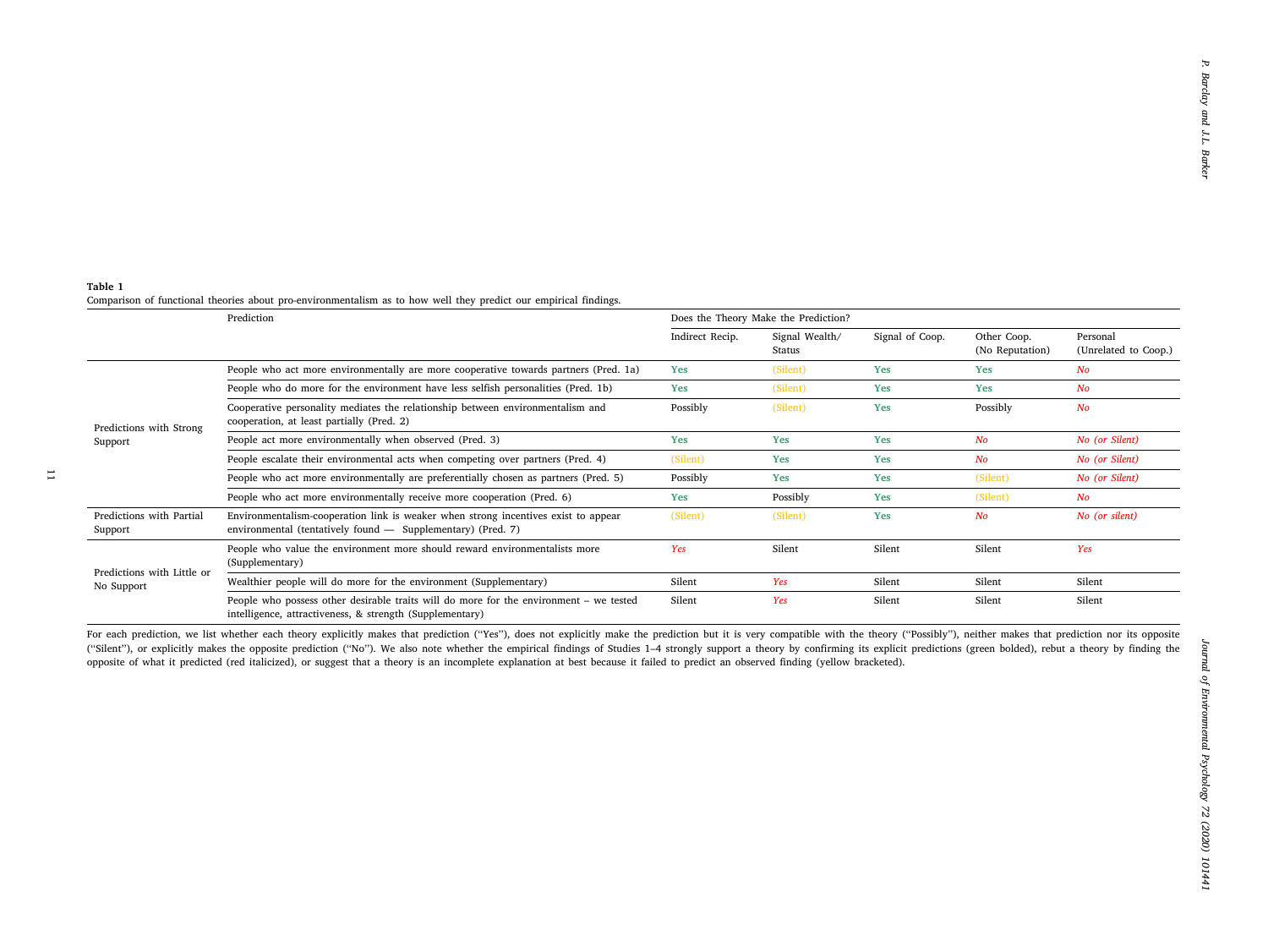**Table 1**

Comparison of functional theories about pro-environmentalism as to how well they predict our empirical findings.

| | Prediction | Does the Theory Make the Prediction? | | | | |
|---|---|---|---|---|---|---|
| | | Indirect Recip. | Signal Wealth/ Status | Signal of Coop. | Other Coop. (No Reputation) | Personal (Unrelated to Coop.) |
| Predictions with Strong Support | People who act more environmentally are more cooperative towards partners (Pred. 1a) | **Yes** | (Silent) | **Yes** | **Yes** | *No* |
| | People who do more for the environment have less selfish personalities (Pred. 1b) | **Yes** | (Silent) | **Yes** | **Yes** | *No* |
| | Cooperative personality mediates the relationship between environmentalism and cooperation, at least partially (Pred. 2) | Possibly | (Silent) | **Yes** | Possibly | *No* |
| | People act more environmentally when observed (Pred. 3) | **Yes** | **Yes** | **Yes** | *No* | *No (or Silent)* |
| | People escalate their environmental acts when competing over partners (Pred. 4) | (Silent) | **Yes** | **Yes** | *No* | *No (or Silent)* |
| | People who act more environmentally are preferentially chosen as partners (Pred. 5) | Possibly | **Yes** | **Yes** | (Silent) | *No (or Silent)* |
| | People who act more environmentally receive more cooperation (Pred. 6) | **Yes** | Possibly | **Yes** | (Silent) | *No* |
| Predictions with Partial Support | Environmentalism-cooperation link is weaker when strong incentives exist to appear environmental (tentatively found — Supplementary) (Pred. 7) | (Silent) | (Silent) | **Yes** | *No* | *No (or silent)* |
| Predictions with Little or No Support | People who value the environment more should reward environmentalists more (Supplementary) | *Yes* | Silent | Silent | Silent | *Yes* |
| | Wealthier people will do more for the environment (Supplementary) | Silent | *Yes* | Silent | Silent | Silent |
| | People who possess other desirable traits will do more for the environment – we tested intelligence, attractiveness, & strength (Supplementary) | Silent | *Yes* | Silent | Silent | Silent |

For each prediction, we list whether each theory explicitly makes that prediction ("Yes"), does not explicitly make the prediction but it is very compatible with the theory ("Possibly"), neither makes that prediction nor its opposite ("Silent"), or explicitly makes the opposite prediction ("No"). We also note whether the empirical findings of Studies 1–4 strongly support a theory by confirming its explicit predictions (green bolded), rebut a theory by finding the opposite of what it predicted (red italicized), or suggest that a theory is an incomplete explanation at best because it failed to predict an observed finding (yellow bracketed).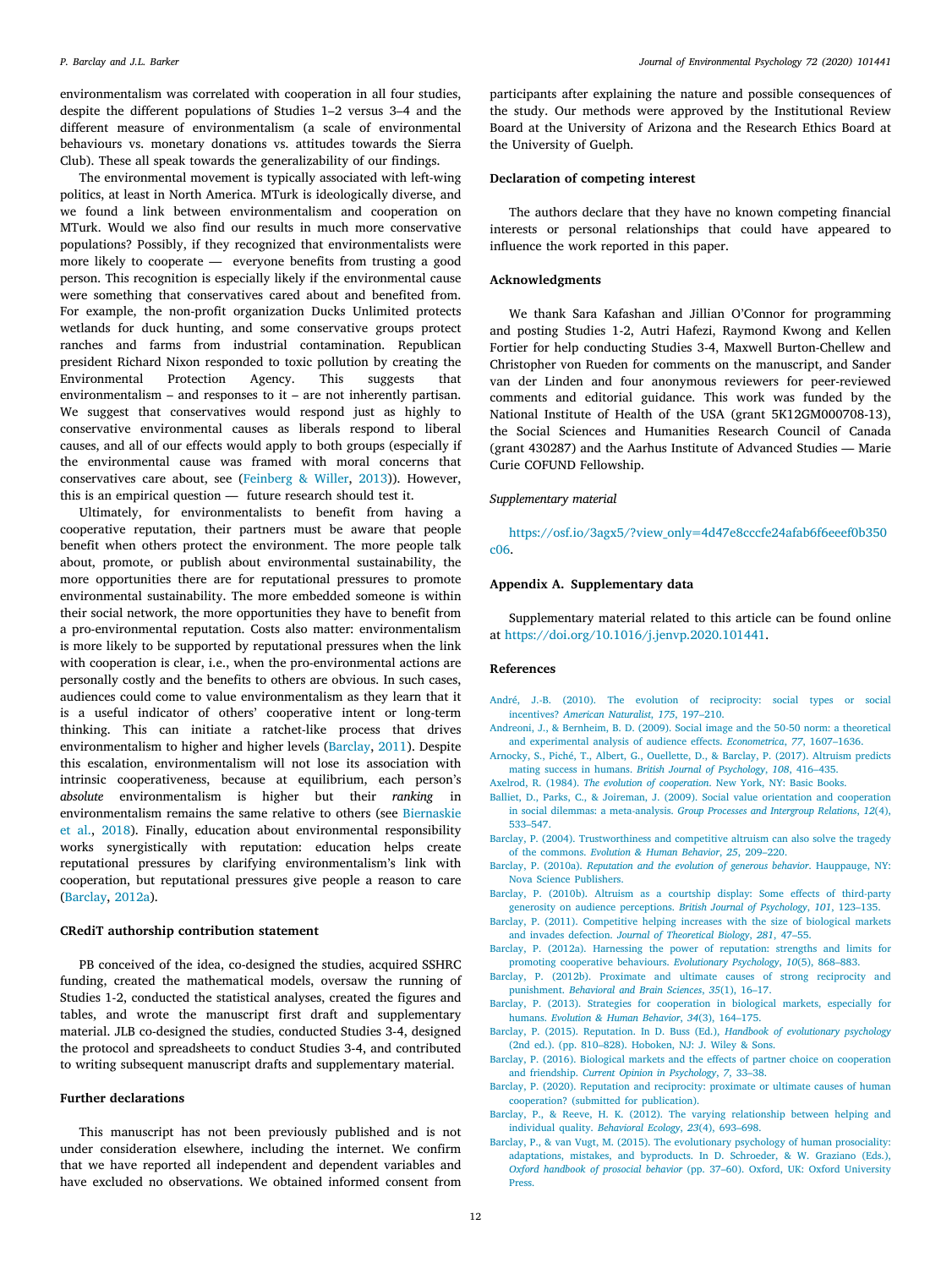environmentalism was correlated with cooperation in all four studies, despite the different populations of Studies 1–2 versus 3–4 and the different measure of environmentalism (a scale of environmental behaviours vs. monetary donations vs. attitudes towards the Sierra Club). These all speak towards the generalizability of our findings.

The environmental movement is typically associated with left-wing politics, at least in North America. MTurk is ideologically diverse, and we found a link between environmentalism and cooperation on MTurk. Would we also find our results in much more conservative populations? Possibly, if they recognized that environmentalists were more likely to cooperate — everyone benefits from trusting a good person. This recognition is especially likely if the environmental cause were something that conservatives cared about and benefited from. For example, the non-profit organization Ducks Unlimited protects wetlands for duck hunting, and some conservative groups protect ranches and farms from industrial contamination. Republican president Richard Nixon responded to toxic pollution by creating the Environmental Protection Agency. This suggests that environmentalism – and responses to it – are not inherently partisan. We suggest that conservatives would respond just as highly to conservative environmental causes as liberals respond to liberal causes, and all of our effects would apply to both groups (especially if the environmental cause was framed with moral concerns that conservatives care about, see (Feinberg & Willer, 2013)). However, this is an empirical question — future research should test it.

Ultimately, for environmentalists to benefit from having a cooperative reputation, their partners must be aware that people benefit when others protect the environment. The more people talk about, promote, or publish about environmental sustainability, the more opportunities there are for reputational pressures to promote environmental sustainability. The more embedded someone is within their social network, the more opportunities they have to benefit from a pro-environmental reputation. Costs also matter: environmentalism is more likely to be supported by reputational pressures when the link with cooperation is clear, i.e., when the pro-environmental actions are personally costly and the benefits to others are obvious. In such cases, audiences could come to value environmentalism as they learn that it is a useful indicator of others' cooperative intent or long-term thinking. This can initiate a ratchet-like process that drives environmentalism to higher and higher levels (Barclay, 2011). Despite this escalation, environmentalism will not lose its association with intrinsic cooperativeness, because at equilibrium, each person's ***absolute*** environmentalism is higher but their *ranking* in environmentalism remains the same relative to others (see Biernaskie et al., 2018). Finally, education about environmental responsibility works synergistically with reputation: education helps create reputational pressures by clarifying environmentalism's link with cooperation, but reputational pressures give people a reason to care (Barclay, 2012a).

## CRediT authorship contribution statement

PB conceived of the idea, co-designed the studies, acquired SSHRC funding, created the mathematical models, oversaw the running of Studies 1-2, conducted the statistical analyses, created the figures and tables, and wrote the manuscript first draft and supplementary material. JLB co-designed the studies, conducted Studies 3-4, designed the protocol and spreadsheets to conduct Studies 3-4, and contributed to writing subsequent manuscript drafts and supplementary material.

## Further declarations

This manuscript has not been previously published and is not under consideration elsewhere, including the internet. We confirm that we have reported all independent and dependent variables and have excluded no observations. We obtained informed consent from participants after explaining the nature and possible consequences of the study. Our methods were approved by the Institutional Review Board at the University of Arizona and the Research Ethics Board at the University of Guelph.

## Declaration of competing interest

The authors declare that they have no known competing financial interests or personal relationships that could have appeared to influence the work reported in this paper.

## Acknowledgments

We thank Sara Kafashan and Jillian O'Connor for programming and posting Studies 1-2, Autri Hafezi, Raymond Kwong and Kellen Fortier for help conducting Studies 3-4, Maxwell Burton-Chellew and Christopher von Rueden for comments on the manuscript, and Sander van der Linden and four anonymous reviewers for peer-reviewed comments and editorial guidance. This work was funded by the National Institute of Health of the USA (grant 5K12GM000708-13), the Social Sciences and Humanities Research Council of Canada (grant 430287) and the Aarhus Institute of Advanced Studies — Marie Curie COFUND Fellowship.

*Supplementary material*

https://osf.io/3agx5/?view_only=4d47e8cccfe24afab6f6eeef0b350c06.

## Appendix A. Supplementary data

Supplementary material related to this article can be found online at https://doi.org/10.1016/j.jenvp.2020.101441.

## References

André, J.-B. (2010). The evolution of reciprocity: social types or social incentives? *American Naturalist*, *175*, 197–210.

Andreoni, J., & Bernheim, B. D. (2009). Social image and the 50-50 norm: a theoretical and experimental analysis of audience effects. *Econometrica*, *77*, 1607–1636.

Arnocky, S., Piché, T., Albert, G., Ouellette, D., & Barclay, P. (2017). Altruism predicts mating success in humans. *British Journal of Psychology*, *108*, 416–435.

Axelrod, R. (1984). *The evolution of cooperation*. New York, NY: Basic Books.

Balliet, D., Parks, C., & Joireman, J. (2009). Social value orientation and cooperation in social dilemmas: a meta-analysis. *Group Processes and Intergroup Relations*, *12*(4), 533–547.

Barclay, P. (2004). Trustworthiness and competitive altruism can also solve the tragedy of the commons. *Evolution & Human Behavior*, *25*, 209–220.

Barclay, P. (2010a). *Reputation and the evolution of generous behavior*. Hauppauge, NY: Nova Science Publishers.

Barclay, P. (2010b). Altruism as a courtship display: Some effects of third-party generosity on audience perceptions. *British Journal of Psychology*, *101*, 123–135.

Barclay, P. (2011). Competitive helping increases with the size of biological markets and invades defection. *Journal of Theoretical Biology*, *281*, 47–55.

Barclay, P. (2012a). Harnessing the power of reputation: strengths and limits for promoting cooperative behaviours. *Evolutionary Psychology*, *10*(5), 868–883.

Barclay, P. (2012b). Proximate and ultimate causes of strong reciprocity and punishment. *Behavioral and Brain Sciences*, *35*(1), 16–17.

Barclay, P. (2013). Strategies for cooperation in biological markets, especially for humans. *Evolution & Human Behavior*, *34*(3), 164–175.

Barclay, P. (2015). Reputation. In D. Buss (Ed.), *Handbook of evolutionary psychology* (2nd ed.). (pp. 810–828). Hoboken, NJ: J. Wiley & Sons.

Barclay, P. (2016). Biological markets and the effects of partner choice on cooperation and friendship. *Current Opinion in Psychology*, *7*, 33–38.

Barclay, P. (2020). Reputation and reciprocity: proximate or ultimate causes of human cooperation? (submitted for publication).

Barclay, P., & Reeve, H. K. (2012). The varying relationship between helping and individual quality. *Behavioral Ecology*, *23*(4), 693–698.

Barclay, P., & van Vugt, M. (2015). The evolutionary psychology of human prosociality: adaptations, mistakes, and byproducts. In D. Schroeder, & W. Graziano (Eds.), *Oxford handbook of prosocial behavior* (pp. 37–60). Oxford, UK: Oxford University Press.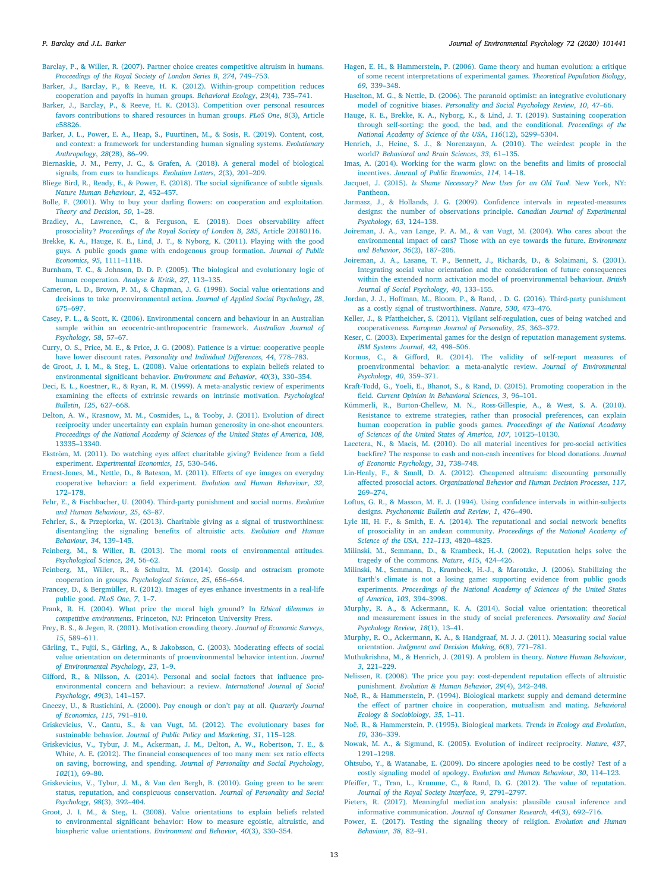Barclay, P., & Willer, R. (2007). Partner choice creates competitive altruism in humans. *Proceedings of the Royal Society of London Series B*, *274*, 749–753.

Barker, J., Barclay, P., & Reeve, H. K. (2012). Within-group competition reduces cooperation and payoffs in human groups. *Behavioral Ecology*, *23*(4), 735–741.

Barker, J., Barclay, P., & Reeve, H. K. (2013). Competition over personal resources favors contributions to shared resources in human groups. *PLoS One*, *8*(3), Article e58826.

Barker, J. L., Power, E. A., Heap, S., Puurtinen, M., & Sosis, R. (2019). Content, cost, and context: a framework for understanding human signaling systems. *Evolutionary Anthropology*, *28*(28), 86–99.

Biernaskie, J. M., Perry, J. C., & Grafen, A. (2018). A general model of biological signals, from cues to handicaps. *Evolution Letters*, *2*(3), 201–209.

Bliege Bird, R., Ready, E., & Power, E. (2018). The social significance of subtle signals. *Nature Human Behaviour*, *2*, 452–457.

Bolle, F. (2001). Why to buy your darling flowers: on cooperation and exploitation. *Theory and Decision*, *50*, 1–28.

Bradley, A., Lawrence, C., & Ferguson, E. (2018). Does observability affect prosociality? *Proceedings of the Royal Society of London B*, *285*, Article 20180116.

Brekke, K. A., Hauge, K. E., Lind, J. T., & Nyborg, K. (2011). Playing with the good guys. A public goods game with endogenous group formation. *Journal of Public Economics*, *95*, 1111–1118.

Burnham, T. C., & Johnson, D. D. P. (2005). The biological and evolutionary logic of human cooperation. *Analyse & Kritik*, *27*, 113–135.

Cameron, L. D., Brown, P. M., & Chapman, J. G. (1998). Social value orientations and decisions to take proenvironmental action. *Journal of Applied Social Psychology*, *28*, 675–697.

Casey, P. L., & Scott, K. (2006). Environmental concern and behaviour in an Australian sample within an ecocentric-anthropocentric framework. *Australian Journal of Psychology*, *58*, 57–67.

Curry, O. S., Price, M. E., & Price, J. G. (2008). Patience is a virtue: cooperative people have lower discount rates. *Personality and Individual Differences*, *44*, 778–783.

de Groot, J. I. M., & Steg, L. (2008). Value orientations to explain beliefs related to environmental significant behavior. *Environment and Behavior*, *40*(3), 330–354.

Deci, E. L., Koestner, R., & Ryan, R. M. (1999). A meta-analytic review of experiments examining the effects of extrinsic rewards on intrinsic motivation. *Psychological Bulletin*, *125*, 627–668.

Delton, A. W., Krasnow, M. M., Cosmides, L., & Tooby, J. (2011). Evolution of direct reciprocity under uncertainty can explain human generosity in one-shot encounters. *Proceedings of the National Academy of Sciences of the United States of America*, *108*, 13335–13340.

Ekström, M. (2011). Do watching eyes affect charitable giving? Evidence from a field experiment. *Experimental Economics*, *15*, 530–546.

Ernest-Jones, M., Nettle, D., & Bateson, M. (2011). Effects of eye images on everyday cooperative behavior: a field experiment. *Evolution and Human Behaviour*, *32*, 172–178.

Fehr, E., & Fischbacher, U. (2004). Third-party punishment and social norms. *Evolution and Human Behaviour*, *25*, 63–87.

Fehrler, S., & Przepiorka, W. (2013). Charitable giving as a signal of trustworthiness: disentangling the signaling benefits of altruistic acts. *Evolution and Human Behavior*, *34*, 139–145.

Feinberg, M., & Willer, R. (2013). The moral roots of environmental attitudes. *Psychological Science*, *24*, 56–62.

Feinberg, M., Willer, R., & Schultz, M. (2014). Gossip and ostracism promote cooperation in groups. *Psychological Science*, *25*, 656–664.

Francey, D., & Bergmüller, R. (2012). Images of eyes enhance investments in a real-life public good. *PLoS One*, *7*, 1–7.

Frank, R. H. (2004). What price the moral high ground? In *Ethical dilemmas in competitive environments*. Princeton, NJ: Princeton University Press.

Frey, B. S., & Jegen, R. (2001). Motivation crowding theory. *Journal of Economic Surveys*, *15*, 589–611.

Gärling, T., Fujii, S., Gärling, A., & Jakobsson, C. (2003). Moderating effects of social value orientation on determinants of proenvironmental behavior intention. *Journal of Environmental Psychology*, *23*, 1–9.

Gifford, R., & Nilsson, A. (2014). Personal and social factors that influence pro-environmental concern and behaviour: a review. *International Journal of Social Psychology*, *49*(3), 141–157.

Gneezy, U., & Rustichini, A. (2000). Pay enough or don't pay at all. *Quarterly Journal of Economics*, *115*, 791–810.

Griskevicius, V., Cantu, S., & van Vugt, M. (2012). The evolutionary bases for sustainable behavior. *Journal of Public Policy and Marketing*, *31*, 115–128.

Griskevicius, V., Tybur, J. M., Ackerman, J. M., Delton, A. W., Robertson, T. E., & White, A. E. (2012). The financial consequences of too many men: sex ratio effects on saving, borrowing, and spending. *Journal of Personality and Social Psychology*, *102*(1), 69–80.

Griskevicius, V., Tybur, J. M., & Van den Bergh, B. (2010). Going green to be seen: status, reputation, and conspicuous conservation. *Journal of Personality and Social Psychology*, *98*(3), 392–404.

Groot, J. I. M., & Steg, L. (2008). Value orientations to explain beliefs related to environmental significant behavior: How to measure egoistic, altruistic, and biospheric value orientations. *Environment and Behavior*, *40*(3), 330–354.

Hagen, E. H., & Hammerstein, P. (2006). Game theory and human evolution: a critique of some recent interpretations of experimental games. *Theoretical Population Biology*, *69*, 339–348.

Haselton, M. G., & Nettle, D. (2006). The paranoid optimist: an integrative evolutionary model of cognitive biases. *Personality and Social Psychology Review*, *10*, 47–66.

Hauge, K. E., Brekke, K. A., Nyborg, K., & Lind, J. T. (2019). Sustaining cooperation through self-sorting: the good, the bad, and the conditional. *Proceedings of the National Academy of Science of the USA*, *116*(12), 5299–5304.

Henrich, J., Heine, S. J., & Norenzayan, A. (2010). The weirdest people in the world? *Behavioral and Brain Sciences*, *33*, 61–135.

Imas, A. (2014). Working for the warm glow: on the benefits and limits of prosocial incentives. *Journal of Public Economics*, *114*, 14–18.

Jacquet, J. (2015). *Is Shame Necessary? New Uses for an Old Tool*. New York, NY: Pantheon.

Jarmasz, J., & Hollands, J. G. (2009). Confidence intervals in repeated-measures designs: the number of observations principle. *Canadian Journal of Experimental Psychology*, *63*, 124–138.

Joireman, J. A., van Lange, P. A. M., & van Vugt, M. (2004). Who cares about the environmental impact of cars? Those with an eye towards the future. *Environment and Behavior*, *36*(2), 187–206.

Joireman, J. A., Lasane, T. P., Bennett, J., Richards, D., & Solaimani, S. (2001). Integrating social value orientation and the consideration of future consequences within the extended norm activation model of proenvironmental behaviour. *British Journal of Social Psychology*, *40*, 133–155.

Jordan, J. J., Hoffman, M., Bloom, P., & Rand, . D. G. (2016). Third-party punishment as a costly signal of trustworthiness. *Nature*, *530*, 473–476.

Keller, J., & Pfattheicher, S. (2011). Vigilant self-regulation, cues of being watched and cooperativeness. *European Journal of Personality*, *25*, 363–372.

Keser, C. (2003). Experimental games for the design of reputation management systems. *IBM Systems Journal*, *42*, 498–506.

Kormos, C., & Gifford, R. (2014). The validity of self-report measures of proenvironmental behavior: a meta-analytic review. *Journal of Environmental Psychology*, *40*, 359–371.

Kraft-Todd, G., Yoeli, E., Bhanot, S., & Rand, D. (2015). Promoting cooperation in the field. *Current Opinion in Behavioral Sciences*, *3*, 96–101.

Kümmerli, R., Burton-Chellew, M. N., Ross-Gillespie, A., & West, S. A. (2010). Resistance to extreme strategies, rather than prosocial preferences, can explain human cooperation in public goods games. *Proceedings of the National Academy of Sciences of the United States of America*, *107*, 10125–10130.

Lacetera, N., & Macis, M. (2010). Do all material incentives for pro-social activities backfire? The response to cash and non-cash incentives for blood donations. *Journal of Economic Psychology*, *31*, 738–748.

Lin-Healy, F., & Small, D. A. (2012). Cheapened altruism: discounting personally affected prosocial actors. *Organizational Behavior and Human Decision Processes*, *117*, 269–274.

Loftus, G. R., & Masson, M. E. J. (1994). Using confidence intervals in within-subjects designs. *Psychonomic Bulletin and Review*, *1*, 476–490.

Lyle III, H. F., & Smith, E. A. (2014). The reputational and social network benefits of prosociality in an andean community. *Proceedings of the National Academy of Science of the USA*, *111–113*, 4820–4825.

Milinski, M., Semmann, D., & Krambeck, H.-J. (2002). Reputation helps solve the tragedy of the commons. *Nature*, *415*, 424–426.

Milinski, M., Semmann, D., Krambeck, H.-J., & Marotzke, J. (2006). Stabilizing the Earth's climate is not a losing game: supporting evidence from public goods experiments. *Proceedings of the National Academy of Sciences of the United States of America*, *103*, 394–3998.

Murphy, R. A., & Ackermann, K. A. (2014). Social value orientation: theoretical and measurement issues in the study of social preferences. *Personality and Social Psychology Review*, *18*(1), 13–41.

Murphy, R. O., Ackermann, K. A., & Handgraaf, M. J. J. (2011). Measuring social value orientation. *Judgment and Decision Making*, *6*(8), 771–781.

Muthukrishna, M., & Henrich, J. (2019). A problem in theory. *Nature Human Behaviour*, *3*, 221–229.

Nelissen, R. (2008). The price you pay: cost-dependent reputation effects of altruistic punishment. *Evolution & Human Behavior*, *29*(4), 242–248.

Noë, R., & Hammerstein, P. (1994). Biological markets: supply and demand determine the effect of partner choice in cooperation, mutualism and mating. *Behavioral Ecology & Sociobiology*, *35*, 1–11.

Noë, R., & Hammerstein, P. (1995). Biological markets. *Trends in Ecology and Evolution*, *10*, 336–339.

Nowak, M. A., & Sigmund, K. (2005). Evolution of indirect reciprocity. *Nature*, *437*, 1291–1298.

Ohtsubo, Y., & Watanabe, E. (2009). Do sincere apologies need to be costly? Test of a costly signaling model of apology. *Evolution and Human Behaviour*, *30*, 114–123.

Pfeiffer, T., Tran, L., Krumme, C., & Rand, D. G. (2012). The value of reputation. *Journal of the Royal Society Interface*, *9*, 2791–2797.

Pieters, R. (2017). Meaningful mediation analysis: plausible causal inference and informative communication. *Journal of Consumer Research*, *44*(3), 692–716.

Power, E. (2017). Testing the signaling theory of religion. *Evolution and Human Behaviour*, *38*, 82–91.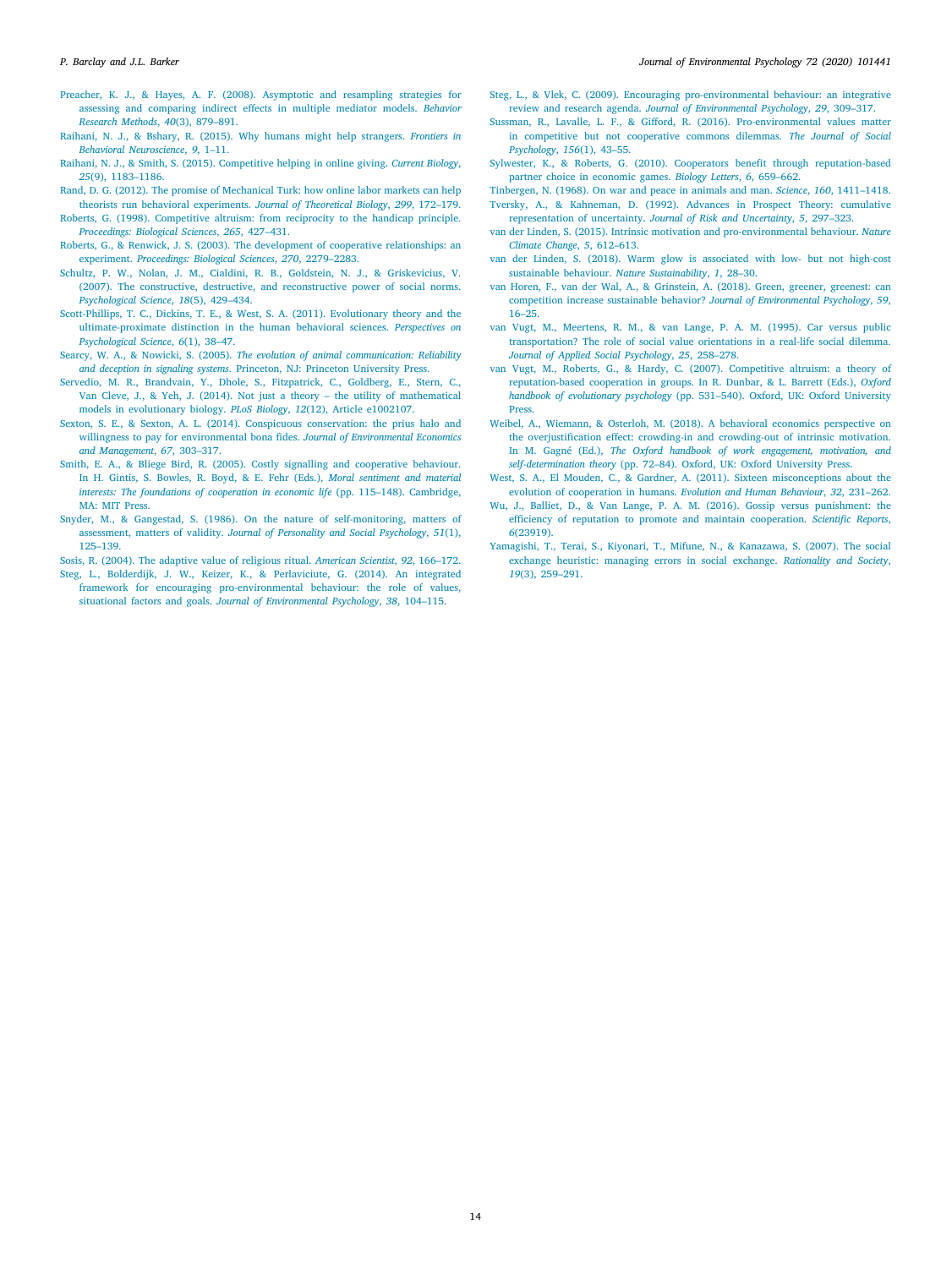Preacher, K. J., & Hayes, A. F. (2008). Asymptotic and resampling strategies for assessing and comparing indirect effects in multiple mediator models. *Behavior Research Methods*, *40*(3), 879–891.

Raihani, N. J., & Bshary, R. (2015). Why humans might help strangers. *Frontiers in Behavioral Neuroscience*, *9*, 1–11.

Raihani, N. J., & Smith, S. (2015). Competitive helping in online giving. *Current Biology*, *25*(9), 1183–1186.

Rand, D. G. (2012). The promise of Mechanical Turk: how online labor markets can help theorists run behavioral experiments. *Journal of Theoretical Biology*, *299*, 172–179.

Roberts, G. (1998). Competitive altruism: from reciprocity to the handicap principle. *Proceedings: Biological Sciences*, *265*, 427–431.

Roberts, G., & Renwick, J. S. (2003). The development of cooperative relationships: an experiment. *Proceedings: Biological Sciences*, *270*, 2279–2283.

Schultz, P. W., Nolan, J. M., Cialdini, R. B., Goldstein, N. J., & Griskevicius, V. (2007). The constructive, destructive, and reconstructive power of social norms. *Psychological Science*, *18*(5), 429–434.

Scott-Phillips, T. C., Dickins, T. E., & West, S. A. (2011). Evolutionary theory and the ultimate-proximate distinction in the human behavioral sciences. *Perspectives on Psychological Science*, *6*(1), 38–47.

Searcy, W. A., & Nowicki, S. (2005). *The evolution of animal communication: Reliability and deception in signaling systems*. Princeton, NJ: Princeton University Press.

Servedio, M. R., Brandvain, Y., Dhole, S., Fitzpatrick, C., Goldberg, E., Stern, C., Van Cleve, J., & Yeh, J. (2014). Not just a theory – the utility of mathematical models in evolutionary biology. *PLoS Biology*, *12*(12), Article e1002107.

Sexton, S. E., & Sexton, A. L. (2014). Conspicuous conservation: the prius halo and willingness to pay for environmental bona fides. *Journal of Environmental Economics and Management*, *67*, 303–317.

Smith, E. A., & Bliege Bird, R. (2005). Costly signalling and cooperative behaviour. In H. Gintis, S. Bowles, R. Boyd, & E. Fehr (Eds.), *Moral sentiment and material interests: The foundations of cooperation in economic life* (pp. 115–148). Cambridge, MA: MIT Press.

Snyder, M., & Gangestad, S. (1986). On the nature of self-monitoring, matters of assessment, matters of validity. *Journal of Personality and Social Psychology*, *51*(1), 125–139.

Sosis, R. (2004). The adaptive value of religious ritual. *American Scientist*, *92*, 166–172.

Steg, L., Bolderdijk, J. W., Keizer, K., & Perlaviciute, G. (2014). An integrated framework for encouraging pro-environmental behaviour: the role of values, situational factors and goals. *Journal of Environmental Psychology*, *38*, 104–115.

Steg, L., & Vlek, C. (2009). Encouraging pro-environmental behaviour: an integrative review and research agenda. *Journal of Environmental Psychology*, *29*, 309–317.

Sussman, R., Lavalle, L. F., & Gifford, R. (2016). Pro-environmental values matter in competitive but not cooperative commons dilemmas. *The Journal of Social Psychology*, *156*(1), 43–55.

Sylwester, K., & Roberts, G. (2010). Cooperators benefit through reputation-based partner choice in economic games. *Biology Letters*, *6*, 659–662.

Tinbergen, N. (1968). On war and peace in animals and man. *Science*, *160*, 1411–1418.

Tversky, A., & Kahneman, D. (1992). Advances in Prospect Theory: cumulative representation of uncertainty. *Journal of Risk and Uncertainty*, *5*, 297–323.

van der Linden, S. (2015). Intrinsic motivation and pro-environmental behaviour. *Nature Climate Change*, *5*, 612–613.

van der Linden, S. (2018). Warm glow is associated with low- but not high-cost sustainable behaviour. *Nature Sustainability*, *1*, 28–30.

van Horen, F., van der Wal, A., & Grinstein, A. (2018). Green, greener, greenest: can competition increase sustainable behavior? *Journal of Environmental Psychology*, *59*, 16–25.

van Vugt, M., Meertens, R. M., & van Lange, P. A. M. (1995). Car versus public transportation? The role of social value orientations in a real-life social dilemma. *Journal of Applied Social Psychology*, *25*, 258–278.

van Vugt, M., Roberts, G., & Hardy, C. (2007). Competitive altruism: a theory of reputation-based cooperation in groups. In R. Dunbar, & L. Barrett (Eds.), *Oxford handbook of evolutionary psychology* (pp. 531–540). Oxford, UK: Oxford University Press.

Weibel, A., Wiemann, & Osterloh, M. (2018). A behavioral economics perspective on the overjustification effect: crowding-in and crowding-out of intrinsic motivation. In M. Gagné (Ed.), *The Oxford handbook of work engagement, motivation, and self-determination theory* (pp. 72–84). Oxford, UK: Oxford University Press.

West, S. A., El Mouden, C., & Gardner, A. (2011). Sixteen misconceptions about the evolution of cooperation in humans. *Evolution and Human Behaviour*, *32*, 231–262.

Wu, J., Balliet, D., & Van Lange, P. A. M. (2016). Gossip versus punishment: the efficiency of reputation to promote and maintain cooperation. *Scientific Reports*, *6*(23919).

Yamagishi, T., Terai, S., Kiyonari, T., Mifune, N., & Kanazawa, S. (2007). The social exchange heuristic: managing errors in social exchange. *Rationality and Society*, *19*(3), 259–291.